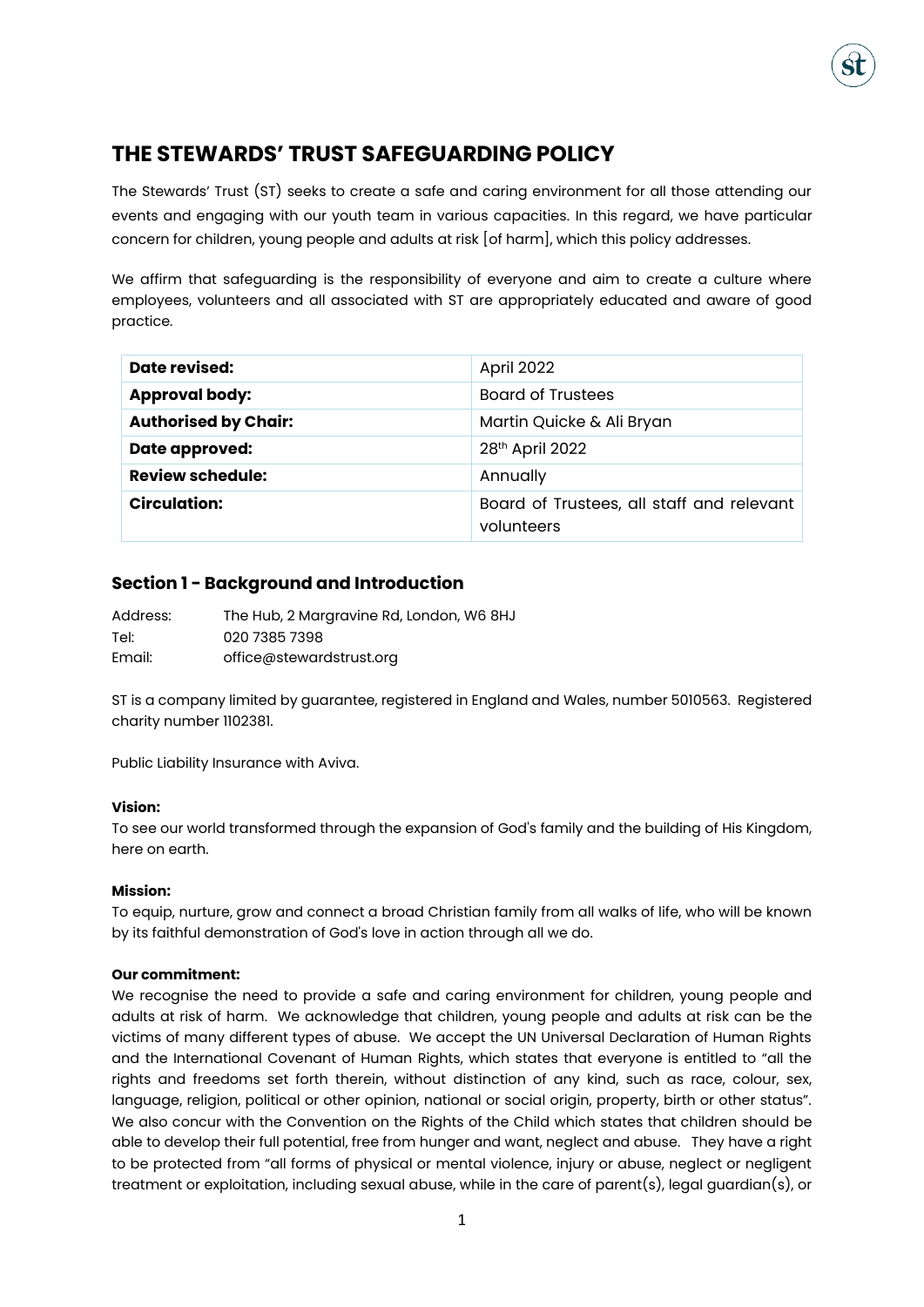# THE STEWARDS' TRUST SAFEGUARDING POLICY

The Stewards' Trust (ST) seeks to create a safe and caring environment for all those attending our events and engaging with our youth team in various capacities. In this regard, we have particular concern for children, young people and adults at risk [of harm], which this policy addresses.

We affirm that safeguarding is the responsibility of everyone and aim to create a culture where employees, volunteers and all associated with ST are appropriately educated and aware of good practice.

| | |
|---|---|
| **Date revised:** | April 2022 |
| **Approval body:** | Board of Trustees |
| **Authorised by Chair:** | Martin Quicke & Ali Bryan |
| **Date approved:** | 28th April 2022 |
| **Review schedule:** | Annually |
| **Circulation:** | Board of Trustees, all staff and relevant volunteers |

## Section 1 - Background and Introduction

Address: The Hub, 2 Margravine Rd, London, W6 8HJ
Tel: 020 7385 7398
Email: office@stewardstrust.org

ST is a company limited by guarantee, registered in England and Wales, number 5010563. Registered charity number 1102381.

Public Liability Insurance with Aviva.

**Vision:**
To see our world transformed through the expansion of God's family and the building of His Kingdom, here on earth.

**Mission:**
To equip, nurture, grow and connect a broad Christian family from all walks of life, who will be known by its faithful demonstration of God's love in action through all we do.

**Our commitment:**
We recognise the need to provide a safe and caring environment for children, young people and adults at risk of harm. We acknowledge that children, young people and adults at risk can be the victims of many different types of abuse. We accept the UN Universal Declaration of Human Rights and the International Covenant of Human Rights, which states that everyone is entitled to "all the rights and freedoms set forth therein, without distinction of any kind, such as race, colour, sex, language, religion, political or other opinion, national or social origin, property, birth or other status". We also concur with the Convention on the Rights of the Child which states that children should be able to develop their full potential, free from hunger and want, neglect and abuse. They have a right to be protected from "all forms of physical or mental violence, injury or abuse, neglect or negligent treatment or exploitation, including sexual abuse, while in the care of parent(s), legal guardian(s), or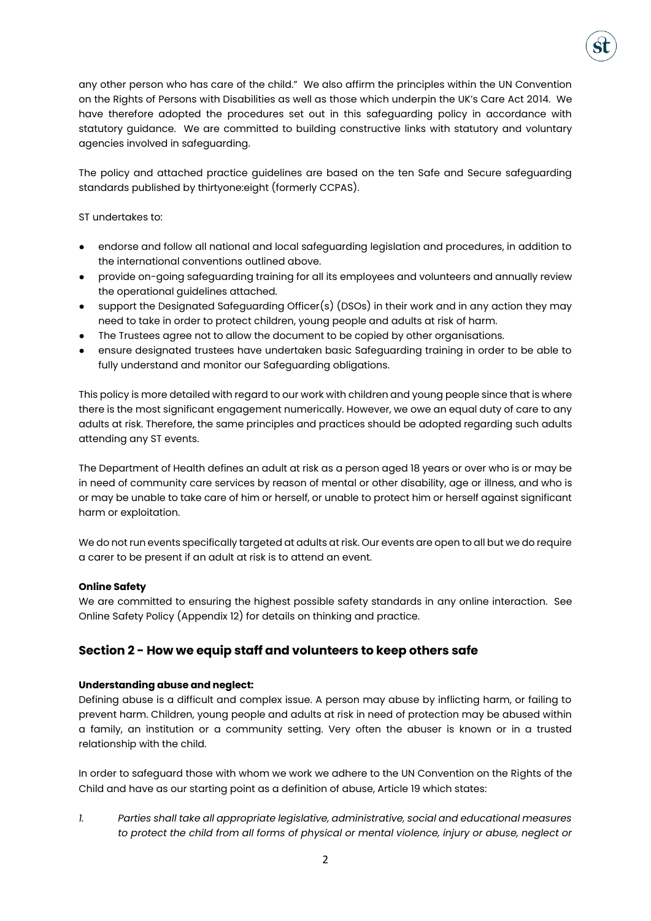any other person who has care of the child." We also affirm the principles within the UN Convention on the Rights of Persons with Disabilities as well as those which underpin the UK's Care Act 2014. We have therefore adopted the procedures set out in this safeguarding policy in accordance with statutory guidance. We are committed to building constructive links with statutory and voluntary agencies involved in safeguarding.

The policy and attached practice guidelines are based on the ten Safe and Secure safeguarding standards published by thirtyone:eight (formerly CCPAS).

ST undertakes to:

- endorse and follow all national and local safeguarding legislation and procedures, in addition to the international conventions outlined above.
- provide on-going safeguarding training for all its employees and volunteers and annually review the operational guidelines attached.
- support the Designated Safeguarding Officer(s) (DSOs) in their work and in any action they may need to take in order to protect children, young people and adults at risk of harm.
- The Trustees agree not to allow the document to be copied by other organisations.
- ensure designated trustees have undertaken basic Safeguarding training in order to be able to fully understand and monitor our Safeguarding obligations.

This policy is more detailed with regard to our work with children and young people since that is where there is the most significant engagement numerically. However, we owe an equal duty of care to any adults at risk. Therefore, the same principles and practices should be adopted regarding such adults attending any ST events.

The Department of Health defines an adult at risk as a person aged 18 years or over who is or may be in need of community care services by reason of mental or other disability, age or illness, and who is or may be unable to take care of him or herself, or unable to protect him or herself against significant harm or exploitation.

We do not run events specifically targeted at adults at risk. Our events are open to all but we do require a carer to be present if an adult at risk is to attend an event.

**Online Safety**

We are committed to ensuring the highest possible safety standards in any online interaction. See Online Safety Policy (Appendix 12) for details on thinking and practice.

## Section 2 - How we equip staff and volunteers to keep others safe

**Understanding abuse and neglect:**

Defining abuse is a difficult and complex issue. A person may abuse by inflicting harm, or failing to prevent harm. Children, young people and adults at risk in need of protection may be abused within a family, an institution or a community setting. Very often the abuser is known or in a trusted relationship with the child.

In order to safeguard those with whom we work we adhere to the UN Convention on the Rights of the Child and have as our starting point as a definition of abuse, Article 19 which states:

1. *Parties shall take all appropriate legislative, administrative, social and educational measures to protect the child from all forms of physical or mental violence, injury or abuse, neglect or*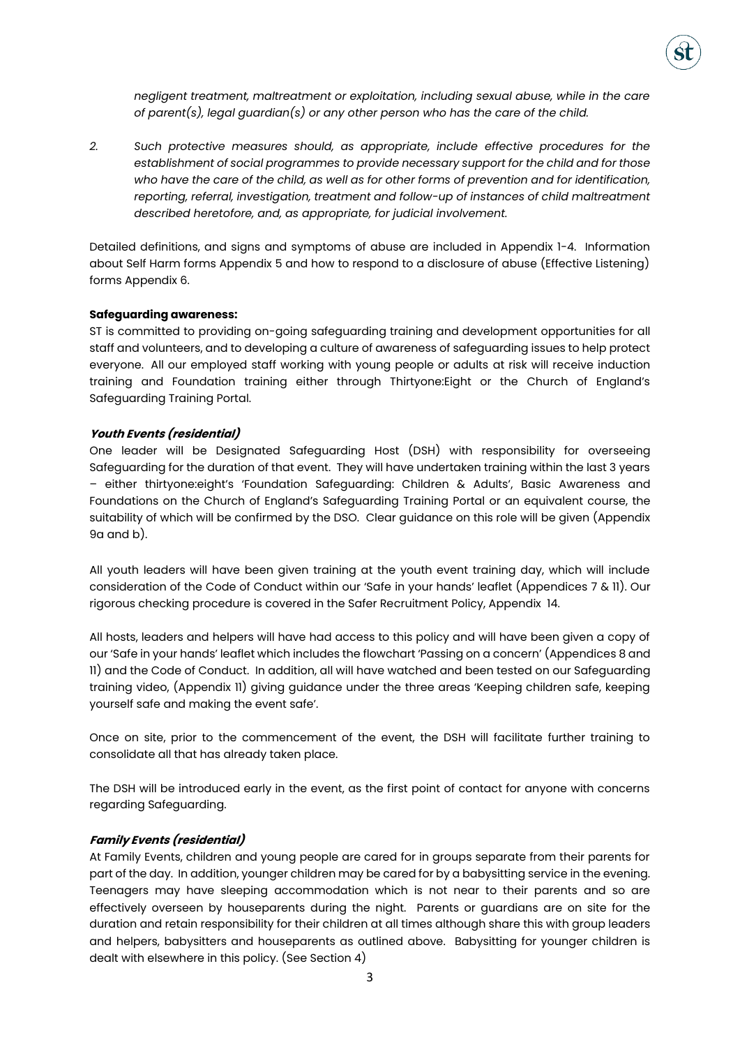*negligent treatment, maltreatment or exploitation, including sexual abuse, while in the care of parent(s), legal guardian(s) or any other person who has the care of the child.*

2. *Such protective measures should, as appropriate, include effective procedures for the establishment of social programmes to provide necessary support for the child and for those who have the care of the child, as well as for other forms of prevention and for identification, reporting, referral, investigation, treatment and follow-up of instances of child maltreatment described heretofore, and, as appropriate, for judicial involvement.*

Detailed definitions, and signs and symptoms of abuse are included in Appendix 1-4. Information about Self Harm forms Appendix 5 and how to respond to a disclosure of abuse (Effective Listening) forms Appendix 6.

**Safeguarding awareness:**
ST is committed to providing on-going safeguarding training and development opportunities for all staff and volunteers, and to developing a culture of awareness of safeguarding issues to help protect everyone. All our employed staff working with young people or adults at risk will receive induction training and Foundation training either through Thirtyone:Eight or the Church of England's Safeguarding Training Portal.

***Youth Events (residential)***
One leader will be Designated Safeguarding Host (DSH) with responsibility for overseeing Safeguarding for the duration of that event. They will have undertaken training within the last 3 years – either thirtyone:eight's 'Foundation Safeguarding: Children & Adults', Basic Awareness and Foundations on the Church of England's Safeguarding Training Portal or an equivalent course, the suitability of which will be confirmed by the DSO. Clear guidance on this role will be given (Appendix 9a and b).

All youth leaders will have been given training at the youth event training day, which will include consideration of the Code of Conduct within our 'Safe in your hands' leaflet (Appendices 7 & 11). Our rigorous checking procedure is covered in the Safer Recruitment Policy, Appendix 14.

All hosts, leaders and helpers will have had access to this policy and will have been given a copy of our 'Safe in your hands' leaflet which includes the flowchart 'Passing on a concern' (Appendices 8 and 11) and the Code of Conduct. In addition, all will have watched and been tested on our Safeguarding training video, (Appendix 11) giving guidance under the three areas 'Keeping children safe, keeping yourself safe and making the event safe'.

Once on site, prior to the commencement of the event, the DSH will facilitate further training to consolidate all that has already taken place.

The DSH will be introduced early in the event, as the first point of contact for anyone with concerns regarding Safeguarding.

***Family Events (residential)***
At Family Events, children and young people are cared for in groups separate from their parents for part of the day. In addition, younger children may be cared for by a babysitting service in the evening. Teenagers may have sleeping accommodation which is not near to their parents and so are effectively overseen by houseparents during the night. Parents or guardians are on site for the duration and retain responsibility for their children at all times although share this with group leaders and helpers, babysitters and houseparents as outlined above. Babysitting for younger children is dealt with elsewhere in this policy. (See Section 4)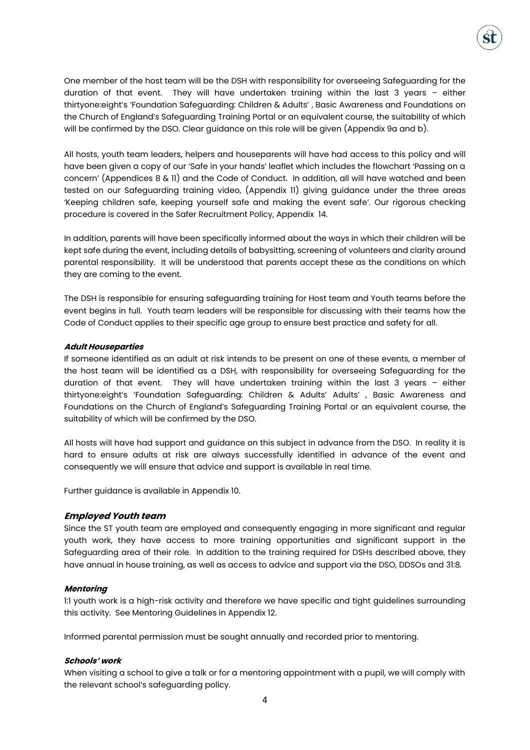One member of the host team will be the DSH with responsibility for overseeing Safeguarding for the duration of that event. They will have undertaken training within the last 3 years – either thirtyone:eight's 'Foundation Safeguarding: Children & Adults' , Basic Awareness and Foundations on the Church of England's Safeguarding Training Portal or an equivalent course, the suitability of which will be confirmed by the DSO. Clear guidance on this role will be given (Appendix 9a and b).

All hosts, youth team leaders, helpers and houseparents will have had access to this policy and will have been given a copy of our 'Safe in your hands' leaflet which includes the flowchart 'Passing on a concern' (Appendices 8 & 11) and the Code of Conduct. In addition, all will have watched and been tested on our Safeguarding training video, (Appendix 11) giving guidance under the three areas 'Keeping children safe, keeping yourself safe and making the event safe'. Our rigorous checking procedure is covered in the Safer Recruitment Policy, Appendix 14.

In addition, parents will have been specifically informed about the ways in which their children will be kept safe during the event, including details of babysitting, screening of volunteers and clarity around parental responsibility. It will be understood that parents accept these as the conditions on which they are coming to the event.

The DSH is responsible for ensuring safeguarding training for Host team and Youth teams before the event begins in full. Youth team leaders will be responsible for discussing with their teams how the Code of Conduct applies to their specific age group to ensure best practice and safety for all.

#### *Adult Houseparties*

If someone identified as an adult at risk intends to be present on one of these events, a member of the host team will be identified as a DSH, with responsibility for overseeing Safeguarding for the duration of that event. They will have undertaken training within the last 3 years – either thirtyone:eight's 'Foundation Safeguarding: Children & Adults' Adults' , Basic Awareness and Foundations on the Church of England's Safeguarding Training Portal or an equivalent course, the suitability of which will be confirmed by the DSO.

All hosts will have had support and guidance on this subject in advance from the DSO. In reality it is hard to ensure adults at risk are always successfully identified in advance of the event and consequently we will ensure that advice and support is available in real time.

Further guidance is available in Appendix 10.

### *Employed Youth team*

Since the ST youth team are employed and consequently engaging in more significant and regular youth work, they have access to more training opportunities and significant support in the Safeguarding area of their role. In addition to the training required for DSHs described above, they have annual in house training, as well as access to advice and support via the DSO, DDSOs and 31:8.

#### *Mentoring*

1:1 youth work is a high-risk activity and therefore we have specific and tight guidelines surrounding this activity. See Mentoring Guidelines in Appendix 12.

Informed parental permission must be sought annually and recorded prior to mentoring.

#### *Schools' work*

When visiting a school to give a talk or for a mentoring appointment with a pupil, we will comply with the relevant school's safeguarding policy.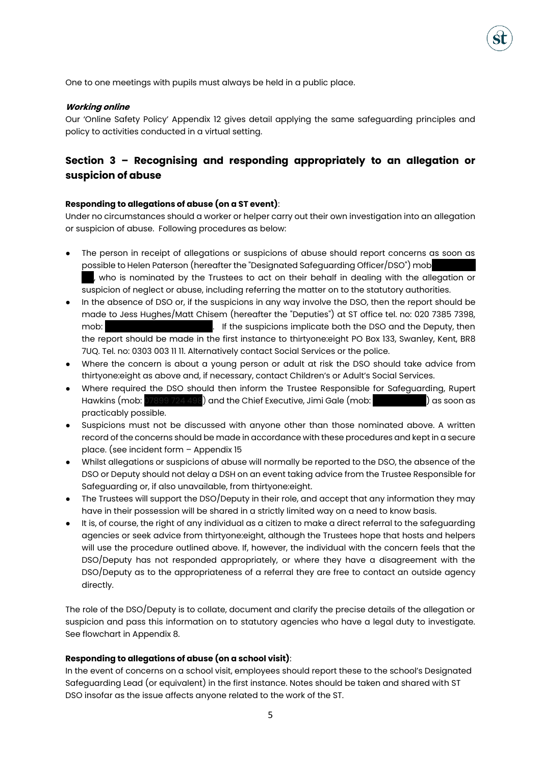One to one meetings with pupils must always be held in a public place.

***Working online***

Our 'Online Safety Policy' Appendix 12 gives detail applying the same safeguarding principles and policy to activities conducted in a virtual setting.

## Section 3 – Recognising and responding appropriately to an allegation or suspicion of abuse

**Responding to allegations of abuse (on a ST event)**:

Under no circumstances should a worker or helper carry out their own investigation into an allegation or suspicion of abuse. Following procedures as below:

- The person in receipt of allegations or suspicions of abuse should report concerns as soon as possible to Helen Paterson (hereafter the "Designated Safeguarding Officer/DSO") mob [redacted], who is nominated by the Trustees to act on their behalf in dealing with the allegation or suspicion of neglect or abuse, including referring the matter on to the statutory authorities.
- In the absence of DSO or, if the suspicions in any way involve the DSO, then the report should be made to Jess Hughes/Matt Chisem (hereafter the "Deputies") at ST office tel. no: 020 7385 7398, mob: [redacted]. If the suspicions implicate both the DSO and the Deputy, then the report should be made in the first instance to thirtyone:eight PO Box 133, Swanley, Kent, BR8 7UQ. Tel. no: 0303 003 11 11. Alternatively contact Social Services or the police.
- Where the concern is about a young person or adult at risk the DSO should take advice from thirtyone:eight as above and, if necessary, contact Children's or Adult's Social Services.
- Where required the DSO should then inform the Trustee Responsible for Safeguarding, Rupert Hawkins (mob: [redacted]) and the Chief Executive, Jimi Gale (mob: [redacted]) as soon as practicably possible.
- Suspicions must not be discussed with anyone other than those nominated above. A written record of the concerns should be made in accordance with these procedures and kept in a secure place. (see incident form – Appendix 15
- Whilst allegations or suspicions of abuse will normally be reported to the DSO, the absence of the DSO or Deputy should not delay a DSH on an event taking advice from the Trustee Responsible for Safeguarding or, if also unavailable, from thirtyone:eight.
- The Trustees will support the DSO/Deputy in their role, and accept that any information they may have in their possession will be shared in a strictly limited way on a need to know basis.
- It is, of course, the right of any individual as a citizen to make a direct referral to the safeguarding agencies or seek advice from thirtyone:eight, although the Trustees hope that hosts and helpers will use the procedure outlined above. If, however, the individual with the concern feels that the DSO/Deputy has not responded appropriately, or where they have a disagreement with the DSO/Deputy as to the appropriateness of a referral they are free to contact an outside agency directly.

The role of the DSO/Deputy is to collate, document and clarify the precise details of the allegation or suspicion and pass this information on to statutory agencies who have a legal duty to investigate. See flowchart in Appendix 8.

**Responding to allegations of abuse (on a school visit)**:

In the event of concerns on a school visit, employees should report these to the school's Designated Safeguarding Lead (or equivalent) in the first instance. Notes should be taken and shared with ST DSO insofar as the issue affects anyone related to the work of the ST.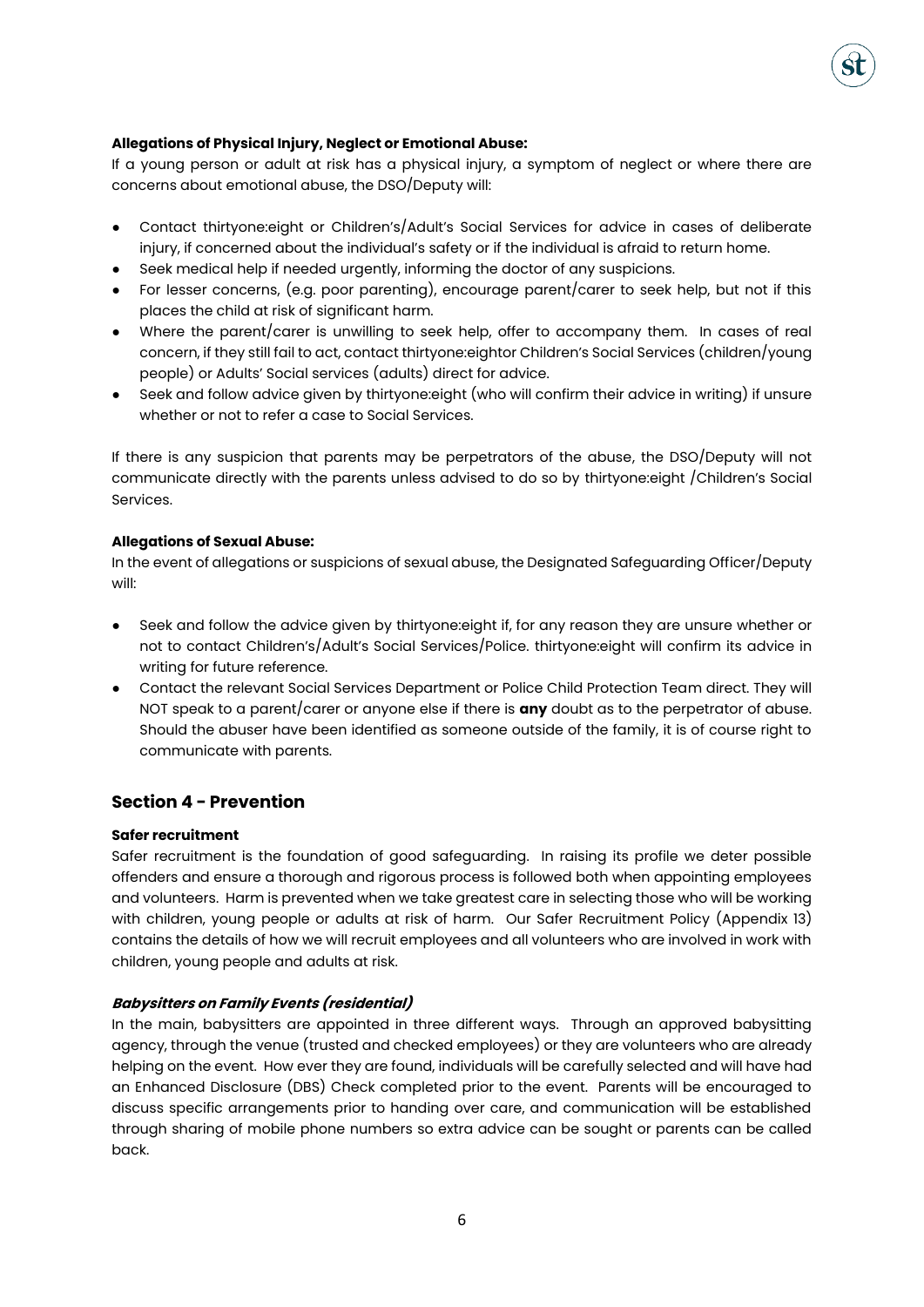**Allegations of Physical Injury, Neglect or Emotional Abuse:**
If a young person or adult at risk has a physical injury, a symptom of neglect or where there are concerns about emotional abuse, the DSO/Deputy will:

- Contact thirtyone:eight or Children's/Adult's Social Services for advice in cases of deliberate injury, if concerned about the individual's safety or if the individual is afraid to return home.
- Seek medical help if needed urgently, informing the doctor of any suspicions.
- For lesser concerns, (e.g. poor parenting), encourage parent/carer to seek help, but not if this places the child at risk of significant harm.
- Where the parent/carer is unwilling to seek help, offer to accompany them. In cases of real concern, if they still fail to act, contact thirtyone:eightor Children's Social Services (children/young people) or Adults' Social services (adults) direct for advice.
- Seek and follow advice given by thirtyone:eight (who will confirm their advice in writing) if unsure whether or not to refer a case to Social Services.

If there is any suspicion that parents may be perpetrators of the abuse, the DSO/Deputy will not communicate directly with the parents unless advised to do so by thirtyone:eight /Children's Social Services.

**Allegations of Sexual Abuse:**
In the event of allegations or suspicions of sexual abuse, the Designated Safeguarding Officer/Deputy will:

- Seek and follow the advice given by thirtyone:eight if, for any reason they are unsure whether or not to contact Children's/Adult's Social Services/Police. thirtyone:eight will confirm its advice in writing for future reference.
- Contact the relevant Social Services Department or Police Child Protection Team direct. They will NOT speak to a parent/carer or anyone else if there is **any** doubt as to the perpetrator of abuse. Should the abuser have been identified as someone outside of the family, it is of course right to communicate with parents.

## Section 4 - Prevention

**Safer recruitment**
Safer recruitment is the foundation of good safeguarding. In raising its profile we deter possible offenders and ensure a thorough and rigorous process is followed both when appointing employees and volunteers. Harm is prevented when we take greatest care in selecting those who will be working with children, young people or adults at risk of harm. Our Safer Recruitment Policy (Appendix 13) contains the details of how we will recruit employees and all volunteers who are involved in work with children, young people and adults at risk.

***Babysitters on Family Events (residential)***
In the main, babysitters are appointed in three different ways. Through an approved babysitting agency, through the venue (trusted and checked employees) or they are volunteers who are already helping on the event. How ever they are found, individuals will be carefully selected and will have had an Enhanced Disclosure (DBS) Check completed prior to the event. Parents will be encouraged to discuss specific arrangements prior to handing over care, and communication will be established through sharing of mobile phone numbers so extra advice can be sought or parents can be called back.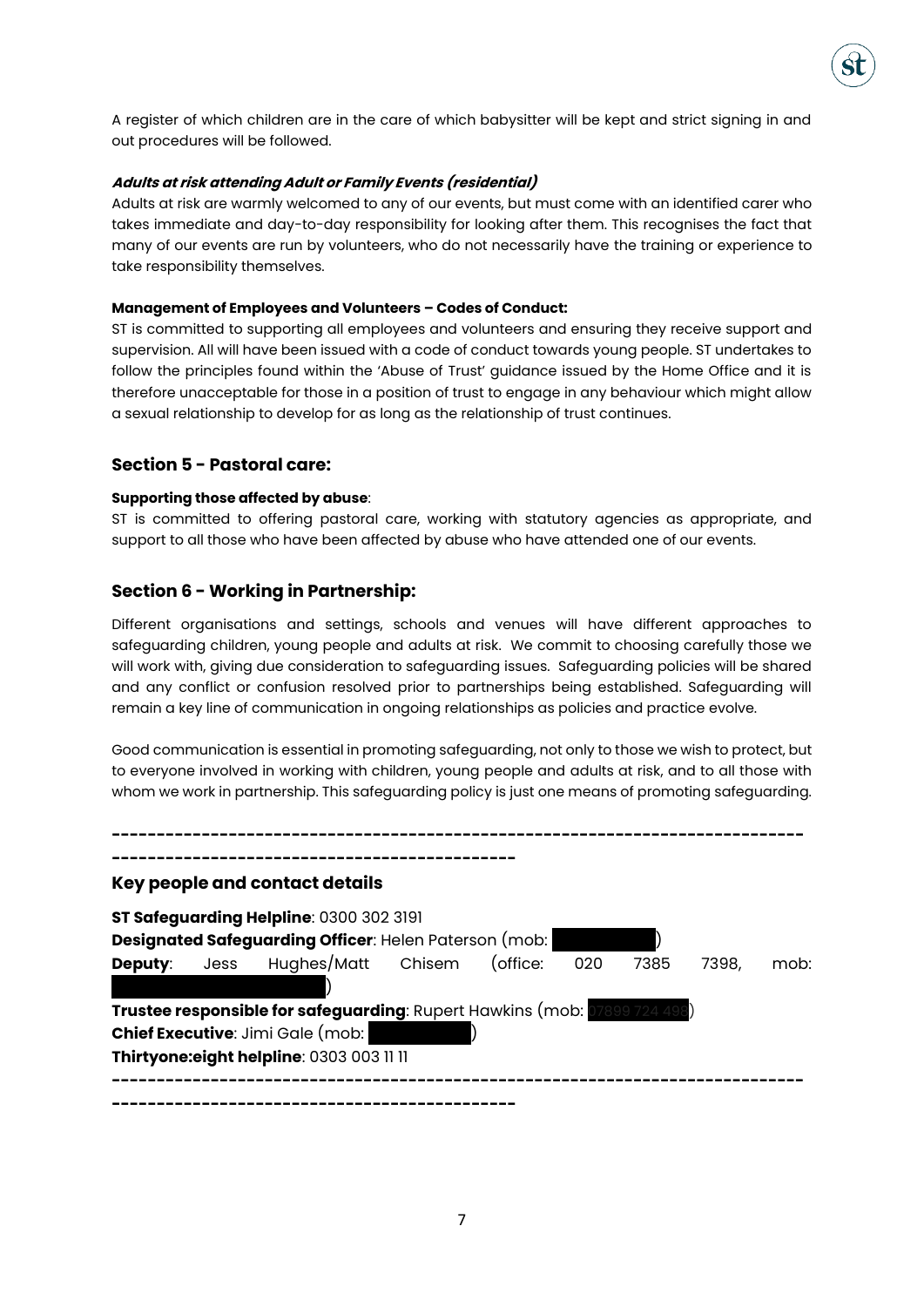A register of which children are in the care of which babysitter will be kept and strict signing in and out procedures will be followed.

***Adults at risk attending Adult or Family Events (residential)***

Adults at risk are warmly welcomed to any of our events, but must come with an identified carer who takes immediate and day-to-day responsibility for looking after them. This recognises the fact that many of our events are run by volunteers, who do not necessarily have the training or experience to take responsibility themselves.

**Management of Employees and Volunteers – Codes of Conduct:**

ST is committed to supporting all employees and volunteers and ensuring they receive support and supervision. All will have been issued with a code of conduct towards young people. ST undertakes to follow the principles found within the 'Abuse of Trust' guidance issued by the Home Office and it is therefore unacceptable for those in a position of trust to engage in any behaviour which might allow a sexual relationship to develop for as long as the relationship of trust continues.

## Section 5 - Pastoral care:

**Supporting those affected by abuse**:

ST is committed to offering pastoral care, working with statutory agencies as appropriate, and support to all those who have been affected by abuse who have attended one of our events.

## Section 6 - Working in Partnership:

Different organisations and settings, schools and venues will have different approaches to safeguarding children, young people and adults at risk. We commit to choosing carefully those we will work with, giving due consideration to safeguarding issues. Safeguarding policies will be shared and any conflict or confusion resolved prior to partnerships being established. Safeguarding will remain a key line of communication in ongoing relationships as policies and practice evolve.

Good communication is essential in promoting safeguarding, not only to those we wish to protect, but to everyone involved in working with children, young people and adults at risk, and to all those with whom we work in partnership. This safeguarding policy is just one means of promoting safeguarding.

---

## Key people and contact details

**ST Safeguarding Helpline**: 0300 302 3191

**Designated Safeguarding Officer**: Helen Paterson (mob: [REDACTED])

**Deputy**: Jess Hughes/Matt Chisem (office: 020 7385 7398, mob: [REDACTED])

**Trustee responsible for safeguarding**: Rupert Hawkins (mob: [REDACTED])

**Chief Executive**: Jimi Gale (mob: [REDACTED])

**Thirtyone:eight helpline**: 0303 003 11 11

---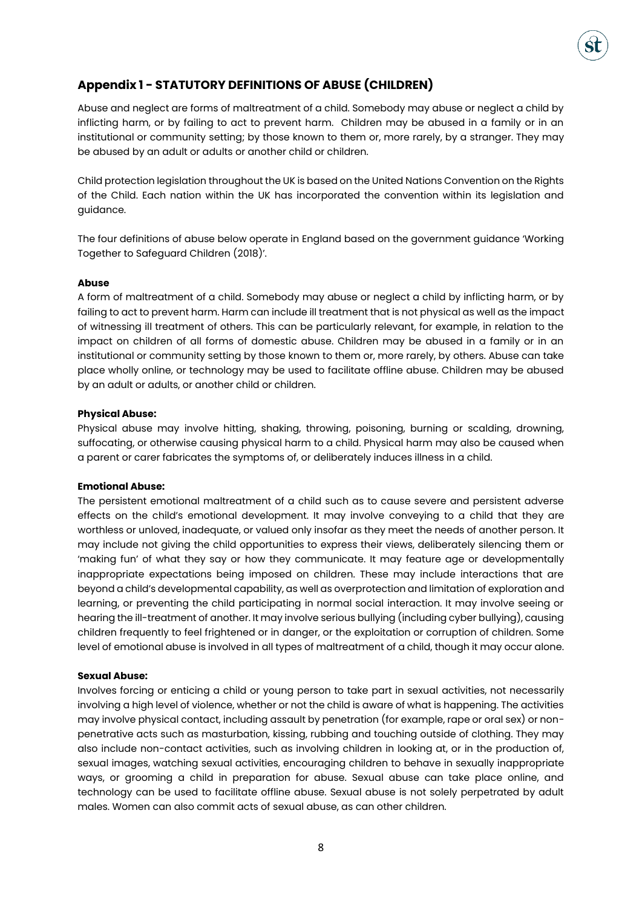## Appendix 1 - STATUTORY DEFINITIONS OF ABUSE (CHILDREN)

Abuse and neglect are forms of maltreatment of a child. Somebody may abuse or neglect a child by inflicting harm, or by failing to act to prevent harm.  Children may be abused in a family or in an institutional or community setting; by those known to them or, more rarely, by a stranger. They may be abused by an adult or adults or another child or children.

Child protection legislation throughout the UK is based on the United Nations Convention on the Rights of the Child. Each nation within the UK has incorporated the convention within its legislation and guidance.

The four definitions of abuse below operate in England based on the government guidance 'Working Together to Safeguard Children (2018)'.

**Abuse**

A form of maltreatment of a child. Somebody may abuse or neglect a child by inflicting harm, or by failing to act to prevent harm. Harm can include ill treatment that is not physical as well as the impact of witnessing ill treatment of others. This can be particularly relevant, for example, in relation to the impact on children of all forms of domestic abuse. Children may be abused in a family or in an institutional or community setting by those known to them or, more rarely, by others. Abuse can take place wholly online, or technology may be used to facilitate offline abuse. Children may be abused by an adult or adults, or another child or children.

**Physical Abuse:**

Physical abuse may involve hitting, shaking, throwing, poisoning, burning or scalding, drowning, suffocating, or otherwise causing physical harm to a child. Physical harm may also be caused when a parent or carer fabricates the symptoms of, or deliberately induces illness in a child.

**Emotional Abuse:**

The persistent emotional maltreatment of a child such as to cause severe and persistent adverse effects on the child's emotional development. It may involve conveying to a child that they are worthless or unloved, inadequate, or valued only insofar as they meet the needs of another person. It may include not giving the child opportunities to express their views, deliberately silencing them or 'making fun' of what they say or how they communicate. It may feature age or developmentally inappropriate expectations being imposed on children. These may include interactions that are beyond a child's developmental capability, as well as overprotection and limitation of exploration and learning, or preventing the child participating in normal social interaction. It may involve seeing or hearing the ill-treatment of another. It may involve serious bullying (including cyber bullying), causing children frequently to feel frightened or in danger, or the exploitation or corruption of children. Some level of emotional abuse is involved in all types of maltreatment of a child, though it may occur alone.

**Sexual Abuse:**

Involves forcing or enticing a child or young person to take part in sexual activities, not necessarily involving a high level of violence, whether or not the child is aware of what is happening. The activities may involve physical contact, including assault by penetration (for example, rape or oral sex) or non-penetrative acts such as masturbation, kissing, rubbing and touching outside of clothing. They may also include non-contact activities, such as involving children in looking at, or in the production of, sexual images, watching sexual activities, encouraging children to behave in sexually inappropriate ways, or grooming a child in preparation for abuse. Sexual abuse can take place online, and technology can be used to facilitate offline abuse. Sexual abuse is not solely perpetrated by adult males. Women can also commit acts of sexual abuse, as can other children.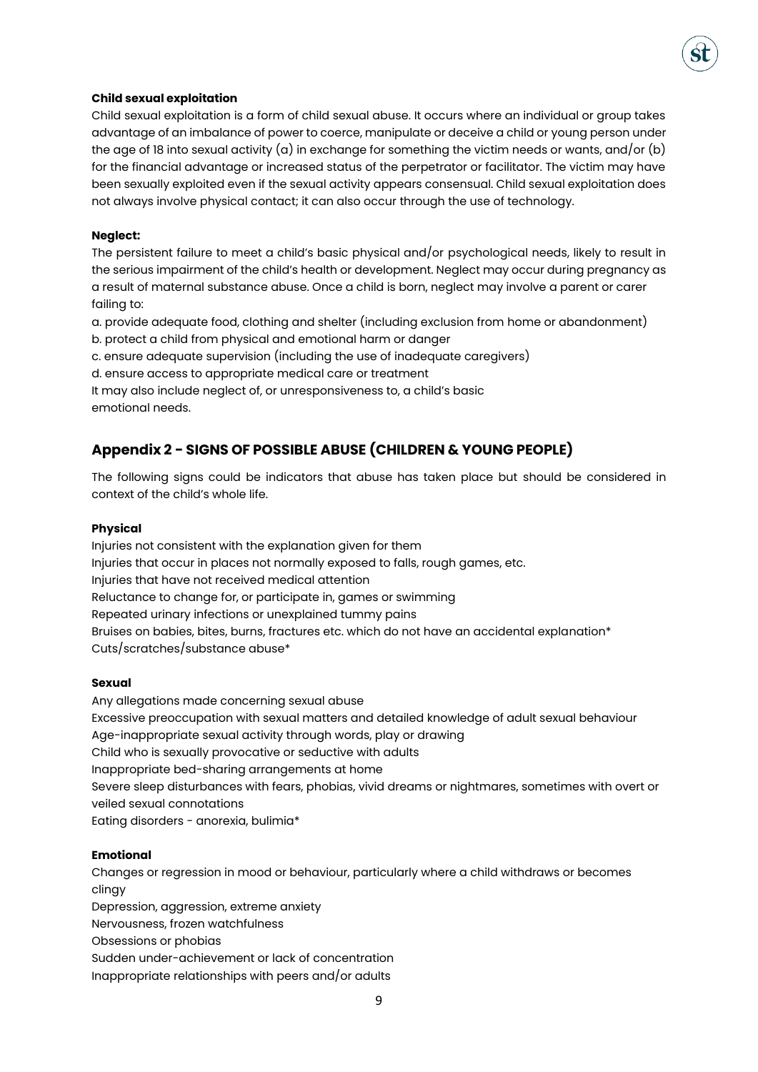**Child sexual exploitation**

Child sexual exploitation is a form of child sexual abuse. It occurs where an individual or group takes advantage of an imbalance of power to coerce, manipulate or deceive a child or young person under the age of 18 into sexual activity (a) in exchange for something the victim needs or wants, and/or (b) for the financial advantage or increased status of the perpetrator or facilitator. The victim may have been sexually exploited even if the sexual activity appears consensual. Child sexual exploitation does not always involve physical contact; it can also occur through the use of technology.

**Neglect:**

The persistent failure to meet a child's basic physical and/or psychological needs, likely to result in the serious impairment of the child's health or development. Neglect may occur during pregnancy as a result of maternal substance abuse. Once a child is born, neglect may involve a parent or carer failing to:

a. provide adequate food, clothing and shelter (including exclusion from home or abandonment)
b. protect a child from physical and emotional harm or danger
c. ensure adequate supervision (including the use of inadequate caregivers)
d. ensure access to appropriate medical care or treatment

It may also include neglect of, or unresponsiveness to, a child's basic emotional needs.

## Appendix 2 - SIGNS OF POSSIBLE ABUSE (CHILDREN & YOUNG PEOPLE)

The following signs could be indicators that abuse has taken place but should be considered in context of the child's whole life.

**Physical**

Injuries not consistent with the explanation given for them
Injuries that occur in places not normally exposed to falls, rough games, etc.
Injuries that have not received medical attention
Reluctance to change for, or participate in, games or swimming
Repeated urinary infections or unexplained tummy pains
Bruises on babies, bites, burns, fractures etc. which do not have an accidental explanation*
Cuts/scratches/substance abuse*

**Sexual**

Any allegations made concerning sexual abuse
Excessive preoccupation with sexual matters and detailed knowledge of adult sexual behaviour
Age-inappropriate sexual activity through words, play or drawing
Child who is sexually provocative or seductive with adults
Inappropriate bed-sharing arrangements at home
Severe sleep disturbances with fears, phobias, vivid dreams or nightmares, sometimes with overt or veiled sexual connotations
Eating disorders - anorexia, bulimia*

**Emotional**

Changes or regression in mood or behaviour, particularly where a child withdraws or becomes clingy
Depression, aggression, extreme anxiety
Nervousness, frozen watchfulness
Obsessions or phobias
Sudden under-achievement or lack of concentration
Inappropriate relationships with peers and/or adults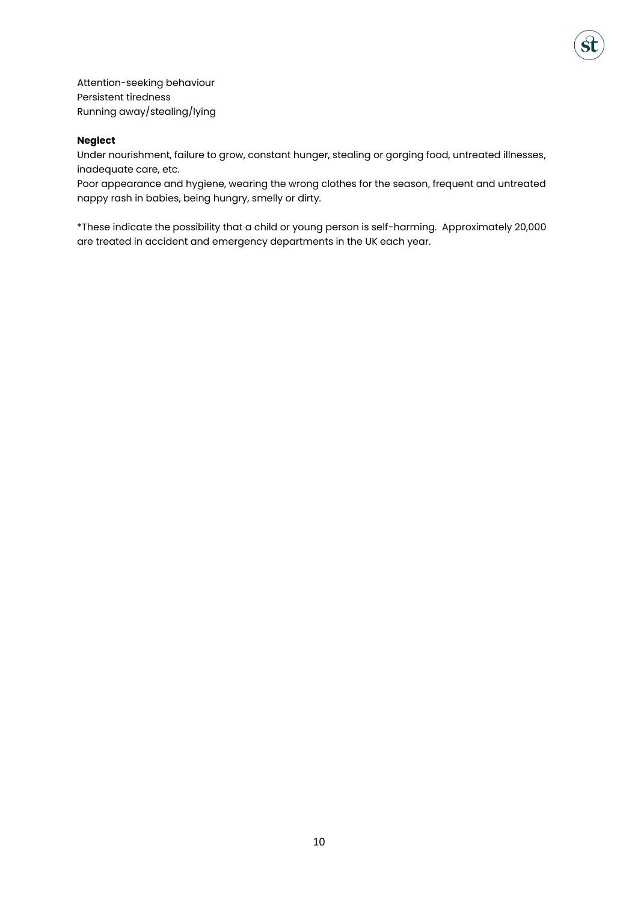Attention-seeking behaviour
Persistent tiredness
Running away/stealing/lying

**Neglect**
Under nourishment, failure to grow, constant hunger, stealing or gorging food, untreated illnesses, inadequate care, etc.
Poor appearance and hygiene, wearing the wrong clothes for the season, frequent and untreated nappy rash in babies, being hungry, smelly or dirty.

*These indicate the possibility that a child or young person is self-harming. Approximately 20,000 are treated in accident and emergency departments in the UK each year.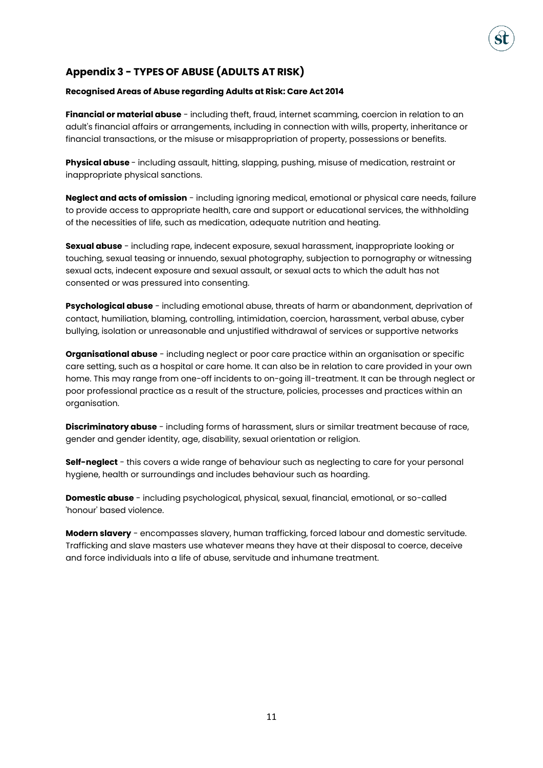## Appendix 3 - TYPES OF ABUSE (ADULTS AT RISK)

**Recognised Areas of Abuse regarding Adults at Risk: Care Act 2014**

**Financial or material abuse** - including theft, fraud, internet scamming, coercion in relation to an adult's financial affairs or arrangements, including in connection with wills, property, inheritance or financial transactions, or the misuse or misappropriation of property, possessions or benefits.

**Physical abuse** - including assault, hitting, slapping, pushing, misuse of medication, restraint or inappropriate physical sanctions.

**Neglect and acts of omission** - including ignoring medical, emotional or physical care needs, failure to provide access to appropriate health, care and support or educational services, the withholding of the necessities of life, such as medication, adequate nutrition and heating.

**Sexual abuse** - including rape, indecent exposure, sexual harassment, inappropriate looking or touching, sexual teasing or innuendo, sexual photography, subjection to pornography or witnessing sexual acts, indecent exposure and sexual assault, or sexual acts to which the adult has not consented or was pressured into consenting.

**Psychological abuse** - including emotional abuse, threats of harm or abandonment, deprivation of contact, humiliation, blaming, controlling, intimidation, coercion, harassment, verbal abuse, cyber bullying, isolation or unreasonable and unjustified withdrawal of services or supportive networks

**Organisational abuse** - including neglect or poor care practice within an organisation or specific care setting, such as a hospital or care home. It can also be in relation to care provided in your own home. This may range from one-off incidents to on-going ill-treatment. It can be through neglect or poor professional practice as a result of the structure, policies, processes and practices within an organisation.

**Discriminatory abuse** - including forms of harassment, slurs or similar treatment because of race, gender and gender identity, age, disability, sexual orientation or religion.

**Self-neglect** - this covers a wide range of behaviour such as neglecting to care for your personal hygiene, health or surroundings and includes behaviour such as hoarding.

**Domestic abuse** - including psychological, physical, sexual, financial, emotional, or so-called 'honour' based violence.

**Modern slavery** - encompasses slavery, human trafficking, forced labour and domestic servitude. Trafficking and slave masters use whatever means they have at their disposal to coerce, deceive and force individuals into a life of abuse, servitude and inhumane treatment.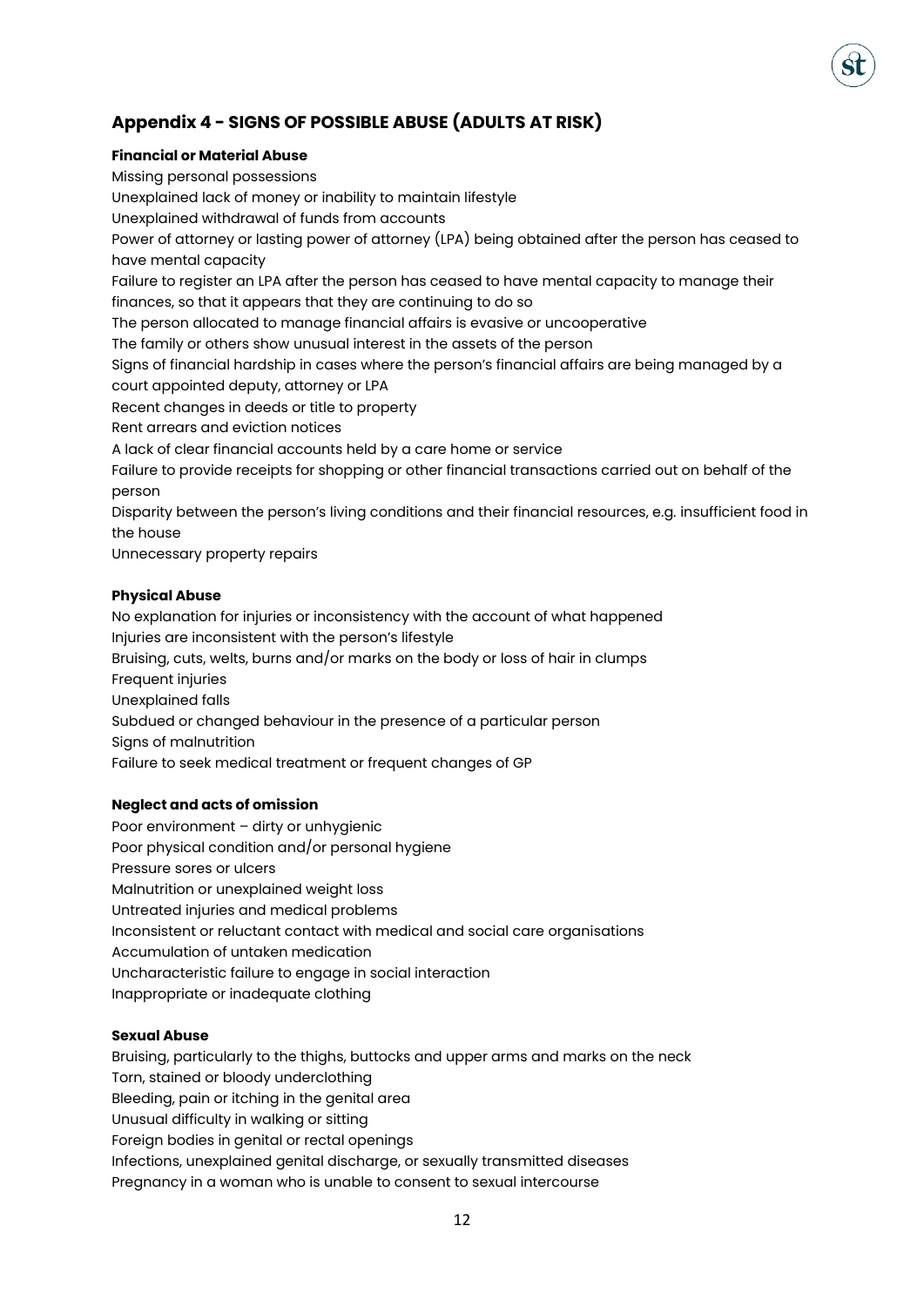## Appendix 4 - SIGNS OF POSSIBLE ABUSE (ADULTS AT RISK)

**Financial or Material Abuse**

Missing personal possessions
Unexplained lack of money or inability to maintain lifestyle
Unexplained withdrawal of funds from accounts
Power of attorney or lasting power of attorney (LPA) being obtained after the person has ceased to have mental capacity
Failure to register an LPA after the person has ceased to have mental capacity to manage their finances, so that it appears that they are continuing to do so
The person allocated to manage financial affairs is evasive or uncooperative
The family or others show unusual interest in the assets of the person
Signs of financial hardship in cases where the person's financial affairs are being managed by a court appointed deputy, attorney or LPA
Recent changes in deeds or title to property
Rent arrears and eviction notices
A lack of clear financial accounts held by a care home or service
Failure to provide receipts for shopping or other financial transactions carried out on behalf of the person
Disparity between the person's living conditions and their financial resources, e.g. insufficient food in the house
Unnecessary property repairs

**Physical Abuse**

No explanation for injuries or inconsistency with the account of what happened
Injuries are inconsistent with the person's lifestyle
Bruising, cuts, welts, burns and/or marks on the body or loss of hair in clumps
Frequent injuries
Unexplained falls
Subdued or changed behaviour in the presence of a particular person
Signs of malnutrition
Failure to seek medical treatment or frequent changes of GP

**Neglect and acts of omission**

Poor environment – dirty or unhygienic
Poor physical condition and/or personal hygiene
Pressure sores or ulcers
Malnutrition or unexplained weight loss
Untreated injuries and medical problems
Inconsistent or reluctant contact with medical and social care organisations
Accumulation of untaken medication
Uncharacteristic failure to engage in social interaction
Inappropriate or inadequate clothing

**Sexual Abuse**

Bruising, particularly to the thighs, buttocks and upper arms and marks on the neck
Torn, stained or bloody underclothing
Bleeding, pain or itching in the genital area
Unusual difficulty in walking or sitting
Foreign bodies in genital or rectal openings
Infections, unexplained genital discharge, or sexually transmitted diseases
Pregnancy in a woman who is unable to consent to sexual intercourse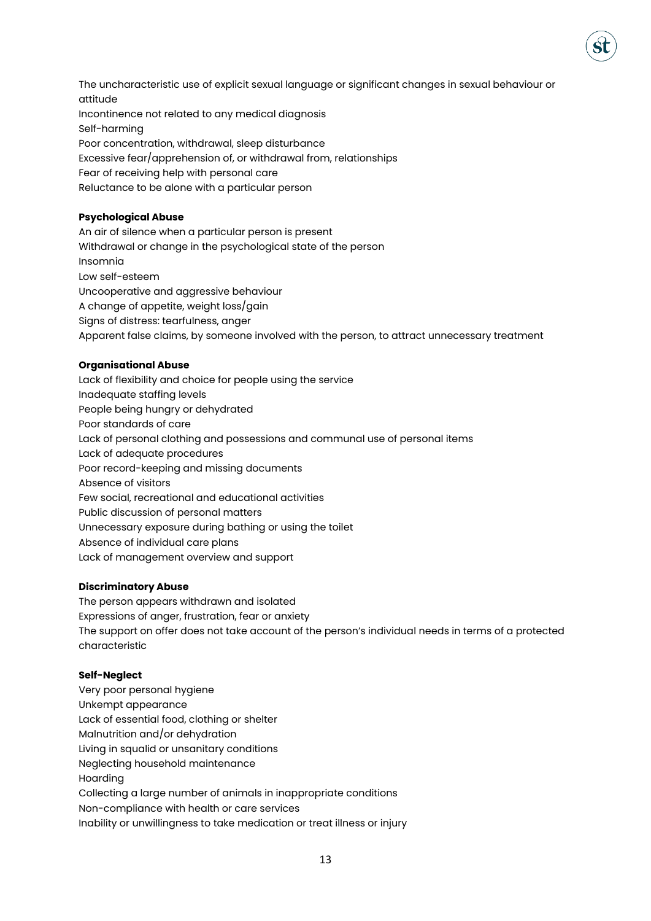The uncharacteristic use of explicit sexual language or significant changes in sexual behaviour or attitude

Incontinence not related to any medical diagnosis

Self-harming

Poor concentration, withdrawal, sleep disturbance

Excessive fear/apprehension of, or withdrawal from, relationships

Fear of receiving help with personal care

Reluctance to be alone with a particular person

**Psychological Abuse**

An air of silence when a particular person is present

Withdrawal or change in the psychological state of the person

Insomnia

Low self-esteem

Uncooperative and aggressive behaviour

A change of appetite, weight loss/gain

Signs of distress: tearfulness, anger

Apparent false claims, by someone involved with the person, to attract unnecessary treatment

**Organisational Abuse**

Lack of flexibility and choice for people using the service

Inadequate staffing levels

People being hungry or dehydrated

Poor standards of care

Lack of personal clothing and possessions and communal use of personal items

Lack of adequate procedures

Poor record-keeping and missing documents

Absence of visitors

Few social, recreational and educational activities

Public discussion of personal matters

Unnecessary exposure during bathing or using the toilet

Absence of individual care plans

Lack of management overview and support

**Discriminatory Abuse**

The person appears withdrawn and isolated

Expressions of anger, frustration, fear or anxiety

The support on offer does not take account of the person's individual needs in terms of a protected characteristic

**Self-Neglect**

Very poor personal hygiene

Unkempt appearance

Lack of essential food, clothing or shelter

Malnutrition and/or dehydration

Living in squalid or unsanitary conditions

Neglecting household maintenance

Hoarding

Collecting a large number of animals in inappropriate conditions

Non-compliance with health or care services

Inability or unwillingness to take medication or treat illness or injury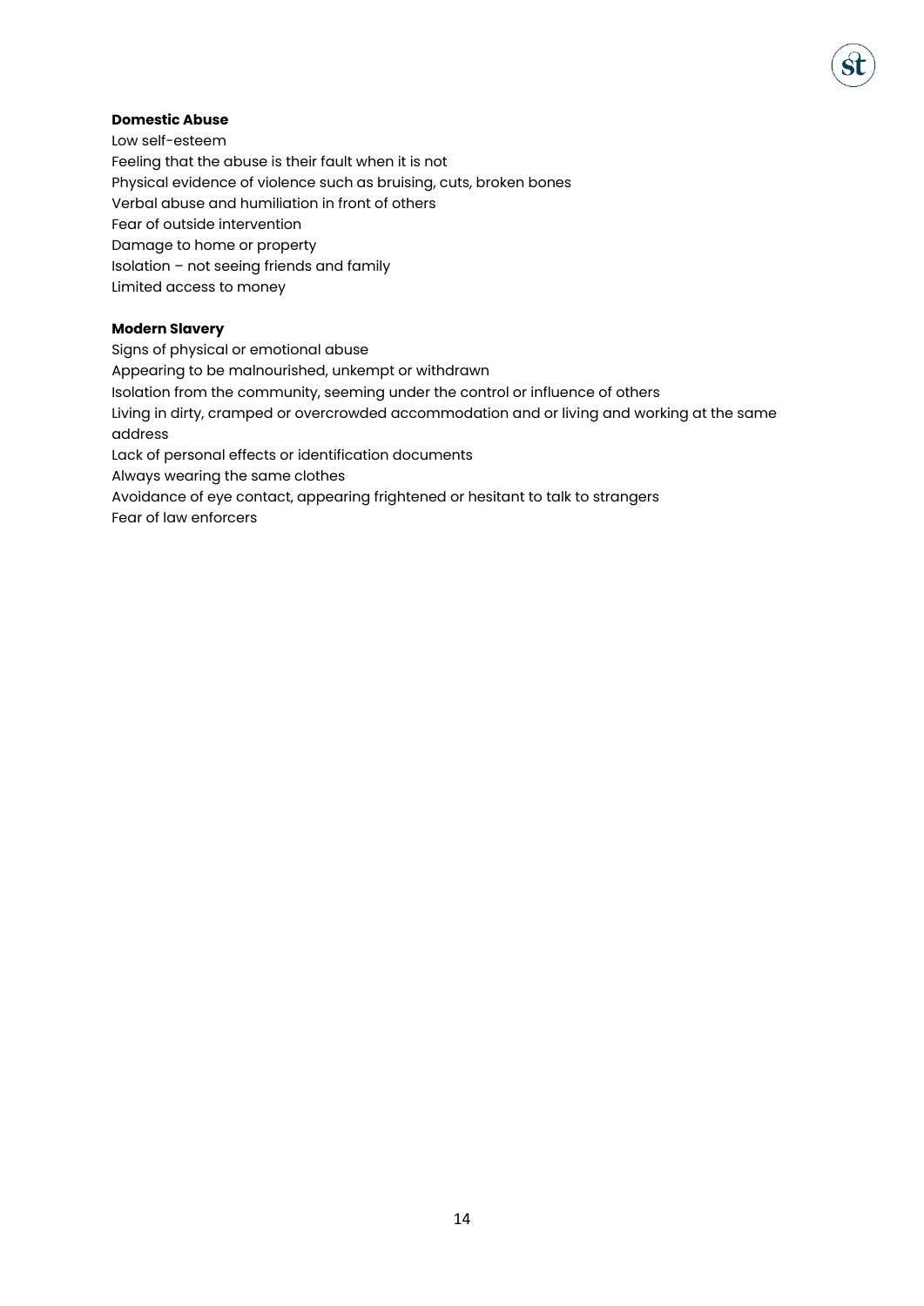**Domestic Abuse**

Low self-esteem
Feeling that the abuse is their fault when it is not
Physical evidence of violence such as bruising, cuts, broken bones
Verbal abuse and humiliation in front of others
Fear of outside intervention
Damage to home or property
Isolation – not seeing friends and family
Limited access to money

**Modern Slavery**

Signs of physical or emotional abuse
Appearing to be malnourished, unkempt or withdrawn
Isolation from the community, seeming under the control or influence of others
Living in dirty, cramped or overcrowded accommodation and or living and working at the same address
Lack of personal effects or identification documents
Always wearing the same clothes
Avoidance of eye contact, appearing frightened or hesitant to talk to strangers
Fear of law enforcers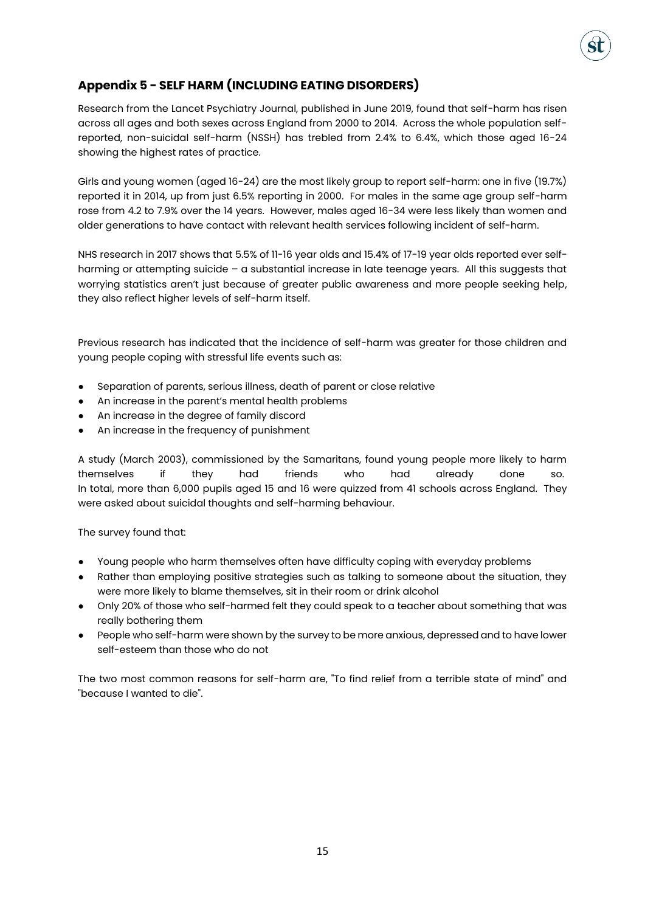## Appendix 5 - SELF HARM (INCLUDING EATING DISORDERS)

Research from the Lancet Psychiatry Journal, published in June 2019, found that self-harm has risen across all ages and both sexes across England from 2000 to 2014. Across the whole population self-reported, non-suicidal self-harm (NSSH) has trebled from 2.4% to 6.4%, which those aged 16-24 showing the highest rates of practice.

Girls and young women (aged 16-24) are the most likely group to report self-harm: one in five (19.7%) reported it in 2014, up from just 6.5% reporting in 2000. For males in the same age group self-harm rose from 4.2 to 7.9% over the 14 years. However, males aged 16-34 were less likely than women and older generations to have contact with relevant health services following incident of self-harm.

NHS research in 2017 shows that 5.5% of 11-16 year olds and 15.4% of 17-19 year olds reported ever self-harming or attempting suicide – a substantial increase in late teenage years. All this suggests that worrying statistics aren't just because of greater public awareness and more people seeking help, they also reflect higher levels of self-harm itself.

Previous research has indicated that the incidence of self-harm was greater for those children and young people coping with stressful life events such as:

- Separation of parents, serious illness, death of parent or close relative
- An increase in the parent's mental health problems
- An increase in the degree of family discord
- An increase in the frequency of punishment

A study (March 2003), commissioned by the Samaritans, found young people more likely to harm themselves if they had friends who had already done so.
In total, more than 6,000 pupils aged 15 and 16 were quizzed from 41 schools across England. They were asked about suicidal thoughts and self-harming behaviour.

The survey found that:

- Young people who harm themselves often have difficulty coping with everyday problems
- Rather than employing positive strategies such as talking to someone about the situation, they were more likely to blame themselves, sit in their room or drink alcohol
- Only 20% of those who self-harmed felt they could speak to a teacher about something that was really bothering them
- People who self-harm were shown by the survey to be more anxious, depressed and to have lower self-esteem than those who do not

The two most common reasons for self-harm are, "To find relief from a terrible state of mind" and "because I wanted to die".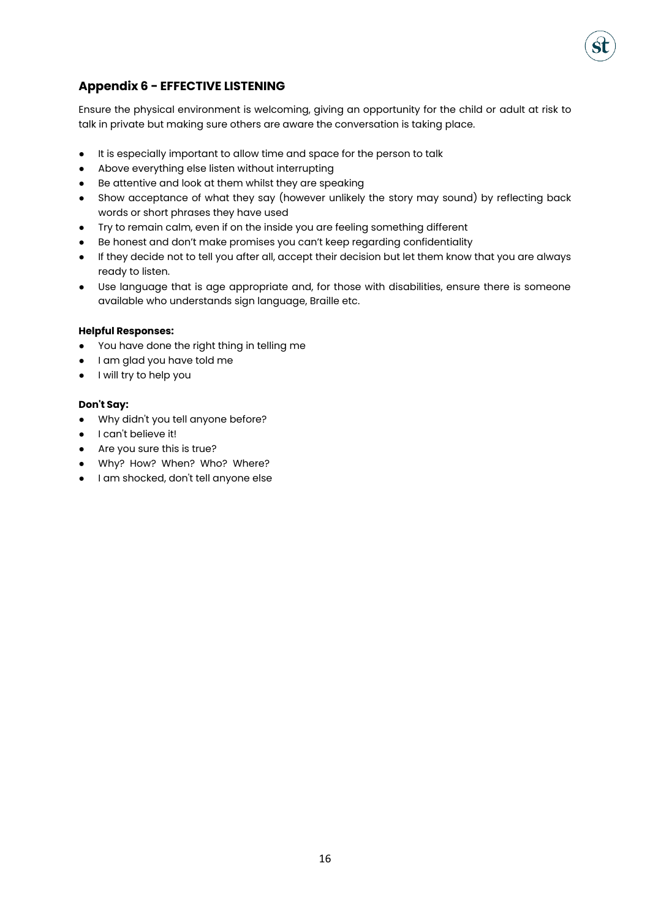## Appendix 6 - EFFECTIVE LISTENING

Ensure the physical environment is welcoming, giving an opportunity for the child or adult at risk to talk in private but making sure others are aware the conversation is taking place.

- It is especially important to allow time and space for the person to talk
- Above everything else listen without interrupting
- Be attentive and look at them whilst they are speaking
- Show acceptance of what they say (however unlikely the story may sound) by reflecting back words or short phrases they have used
- Try to remain calm, even if on the inside you are feeling something different
- Be honest and don't make promises you can't keep regarding confidentiality
- If they decide not to tell you after all, accept their decision but let them know that you are always ready to listen.
- Use language that is age appropriate and, for those with disabilities, ensure there is someone available who understands sign language, Braille etc.

**Helpful Responses:**

- You have done the right thing in telling me
- I am glad you have told me
- I will try to help you

**Don't Say:**

- Why didn't you tell anyone before?
- I can't believe it!
- Are you sure this is true?
- Why? How? When? Who? Where?
- I am shocked, don't tell anyone else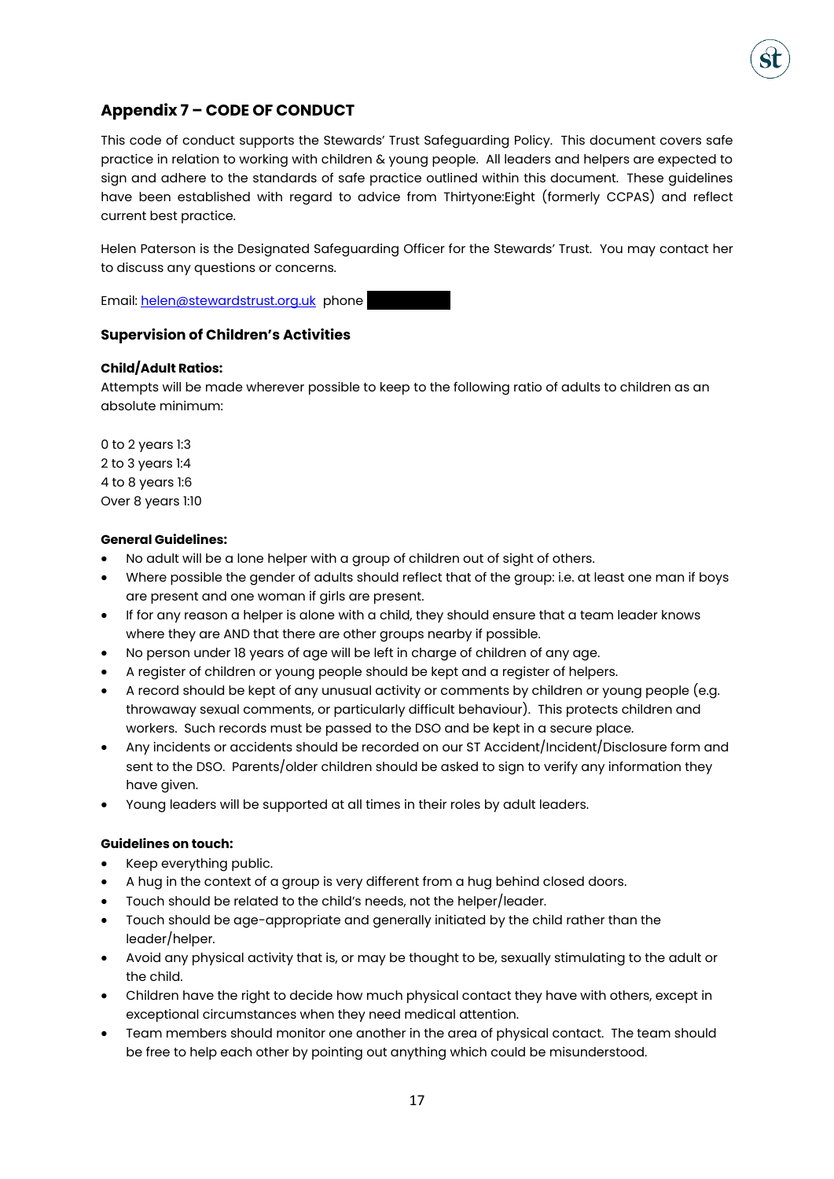## Appendix 7 – CODE OF CONDUCT

This code of conduct supports the Stewards' Trust Safeguarding Policy. This document covers safe practice in relation to working with children & young people. All leaders and helpers are expected to sign and adhere to the standards of safe practice outlined within this document. These guidelines have been established with regard to advice from Thirtyone:Eight (formerly CCPAS) and reflect current best practice.

Helen Paterson is the Designated Safeguarding Officer for the Stewards' Trust. You may contact her to discuss any questions or concerns.

Email: helen@stewardstrust.org.uk phone

### Supervision of Children's Activities

**Child/Adult Ratios:**

Attempts will be made wherever possible to keep to the following ratio of adults to children as an absolute minimum:

0 to 2 years 1:3
2 to 3 years 1:4
4 to 8 years 1:6
Over 8 years 1:10

**General Guidelines:**

- No adult will be a lone helper with a group of children out of sight of others.
- Where possible the gender of adults should reflect that of the group: i.e. at least one man if boys are present and one woman if girls are present.
- If for any reason a helper is alone with a child, they should ensure that a team leader knows where they are AND that there are other groups nearby if possible.
- No person under 18 years of age will be left in charge of children of any age.
- A register of children or young people should be kept and a register of helpers.
- A record should be kept of any unusual activity or comments by children or young people (e.g. throwaway sexual comments, or particularly difficult behaviour). This protects children and workers. Such records must be passed to the DSO and be kept in a secure place.
- Any incidents or accidents should be recorded on our ST Accident/Incident/Disclosure form and sent to the DSO. Parents/older children should be asked to sign to verify any information they have given.
- Young leaders will be supported at all times in their roles by adult leaders.

**Guidelines on touch:**

- Keep everything public.
- A hug in the context of a group is very different from a hug behind closed doors.
- Touch should be related to the child's needs, not the helper/leader.
- Touch should be age-appropriate and generally initiated by the child rather than the leader/helper.
- Avoid any physical activity that is, or may be thought to be, sexually stimulating to the adult or the child.
- Children have the right to decide how much physical contact they have with others, except in exceptional circumstances when they need medical attention.
- Team members should monitor one another in the area of physical contact. The team should be free to help each other by pointing out anything which could be misunderstood.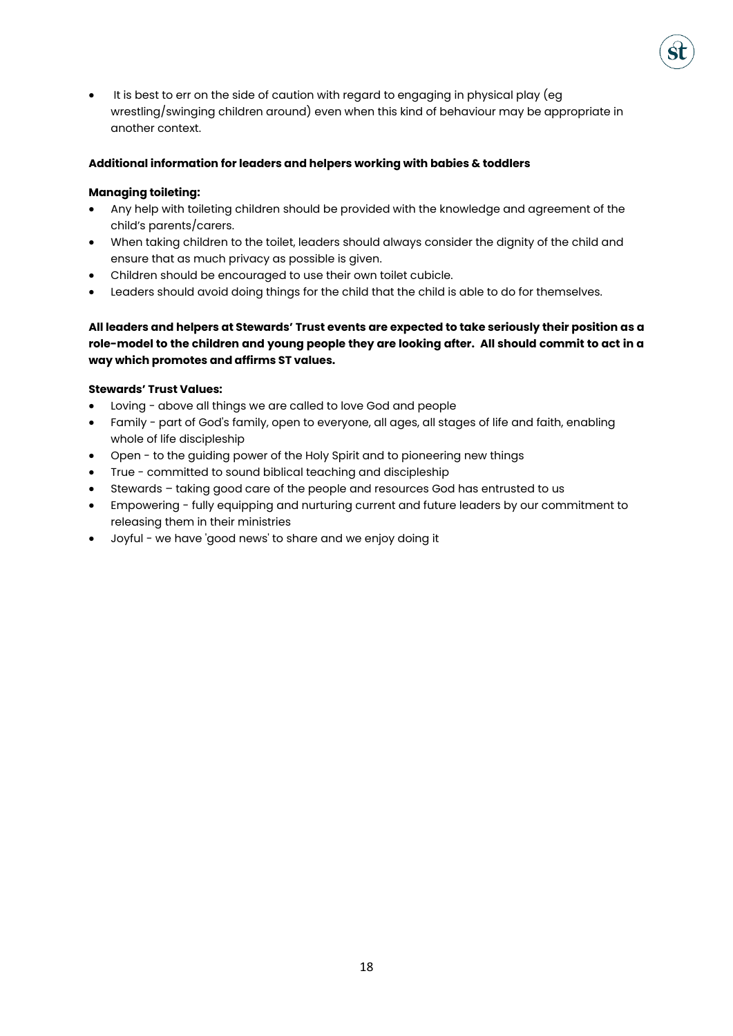- It is best to err on the side of caution with regard to engaging in physical play (eg wrestling/swinging children around) even when this kind of behaviour may be appropriate in another context.

**Additional information for leaders and helpers working with babies & toddlers**

**Managing toileting:**

- Any help with toileting children should be provided with the knowledge and agreement of the child's parents/carers.
- When taking children to the toilet, leaders should always consider the dignity of the child and ensure that as much privacy as possible is given.
- Children should be encouraged to use their own toilet cubicle.
- Leaders should avoid doing things for the child that the child is able to do for themselves.

**All leaders and helpers at Stewards' Trust events are expected to take seriously their position as a role-model to the children and young people they are looking after. All should commit to act in a way which promotes and affirms ST values.**

**Stewards' Trust Values:**

- Loving - above all things we are called to love God and people
- Family - part of God's family, open to everyone, all ages, all stages of life and faith, enabling whole of life discipleship
- Open - to the guiding power of the Holy Spirit and to pioneering new things
- True - committed to sound biblical teaching and discipleship
- Stewards – taking good care of the people and resources God has entrusted to us
- Empowering - fully equipping and nurturing current and future leaders by our commitment to releasing them in their ministries
- Joyful - we have 'good news' to share and we enjoy doing it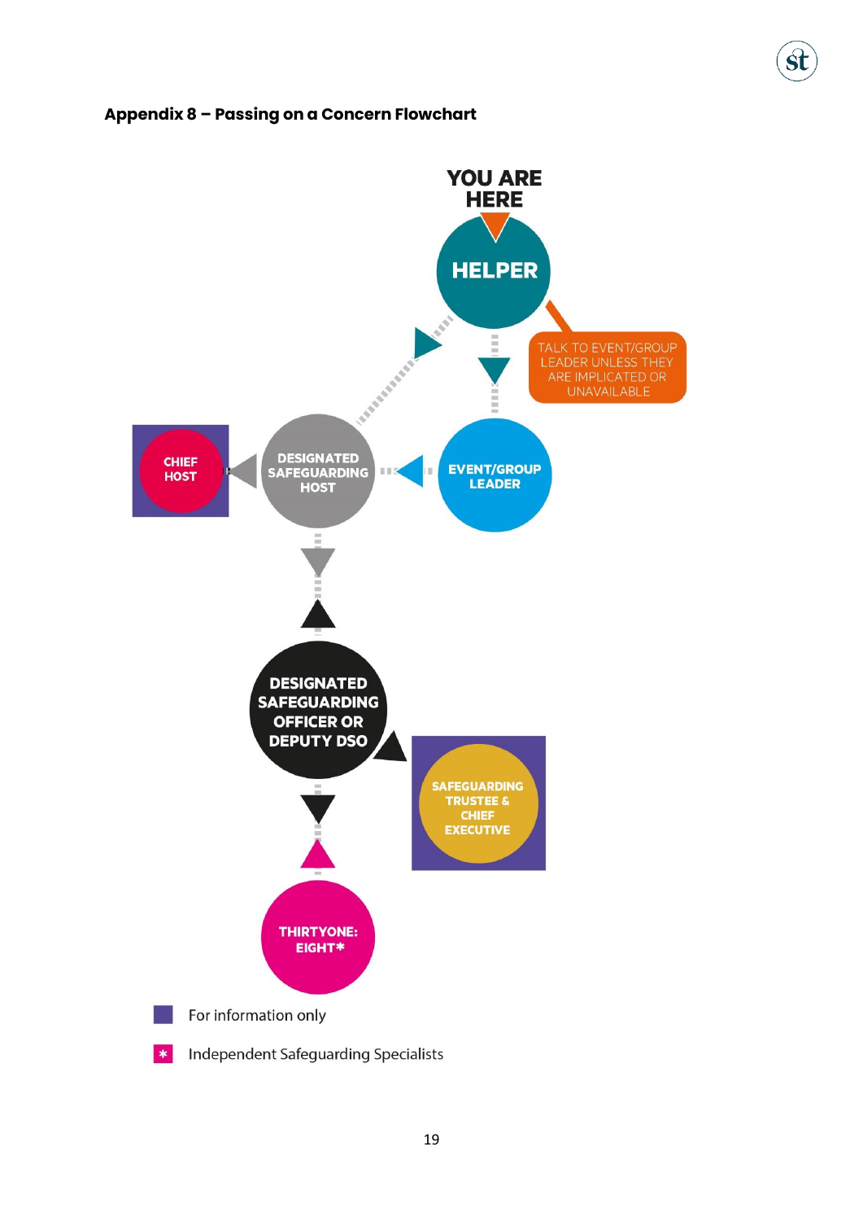### Appendix 8 – Passing on a Concern Flowchart

YOU ARE HERE

HELPER

TALK TO EVENT/GROUP LEADER UNLESS THEY ARE IMPLICATED OR UNAVAILABLE

EVENT/GROUP LEADER

DESIGNATED SAFEGUARDING HOST

CHIEF HOST

DESIGNATED SAFEGUARDING OFFICER OR DEPUTY DSO

SAFEGUARDING TRUSTEE & CHIEF EXECUTIVE

THIRTYONE: EIGHT*

For information only

\* Independent Safeguarding Specialists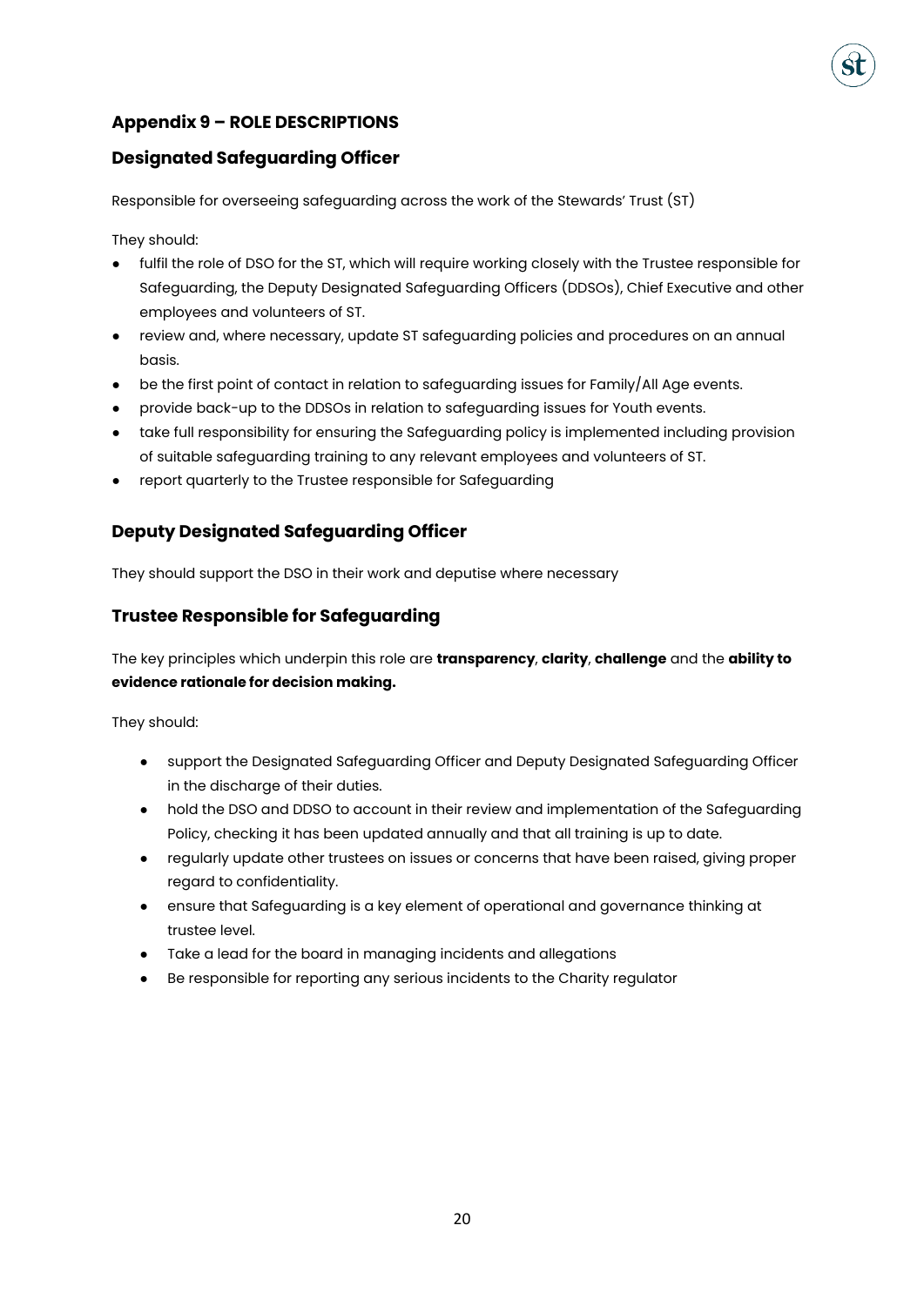## Appendix 9 – ROLE DESCRIPTIONS

### Designated Safeguarding Officer

Responsible for overseeing safeguarding across the work of the Stewards' Trust (ST)

They should:

- fulfil the role of DSO for the ST, which will require working closely with the Trustee responsible for Safeguarding, the Deputy Designated Safeguarding Officers (DDSOs), Chief Executive and other employees and volunteers of ST.
- review and, where necessary, update ST safeguarding policies and procedures on an annual basis.
- be the first point of contact in relation to safeguarding issues for Family/All Age events.
- provide back-up to the DDSOs in relation to safeguarding issues for Youth events.
- take full responsibility for ensuring the Safeguarding policy is implemented including provision of suitable safeguarding training to any relevant employees and volunteers of ST.
- report quarterly to the Trustee responsible for Safeguarding

### Deputy Designated Safeguarding Officer

They should support the DSO in their work and deputise where necessary

### Trustee Responsible for Safeguarding

The key principles which underpin this role are **transparency**, **clarity**, **challenge** and the **ability to evidence rationale for decision making.**

They should:

- support the Designated Safeguarding Officer and Deputy Designated Safeguarding Officer in the discharge of their duties.
- hold the DSO and DDSO to account in their review and implementation of the Safeguarding Policy, checking it has been updated annually and that all training is up to date.
- regularly update other trustees on issues or concerns that have been raised, giving proper regard to confidentiality.
- ensure that Safeguarding is a key element of operational and governance thinking at trustee level.
- Take a lead for the board in managing incidents and allegations
- Be responsible for reporting any serious incidents to the Charity regulator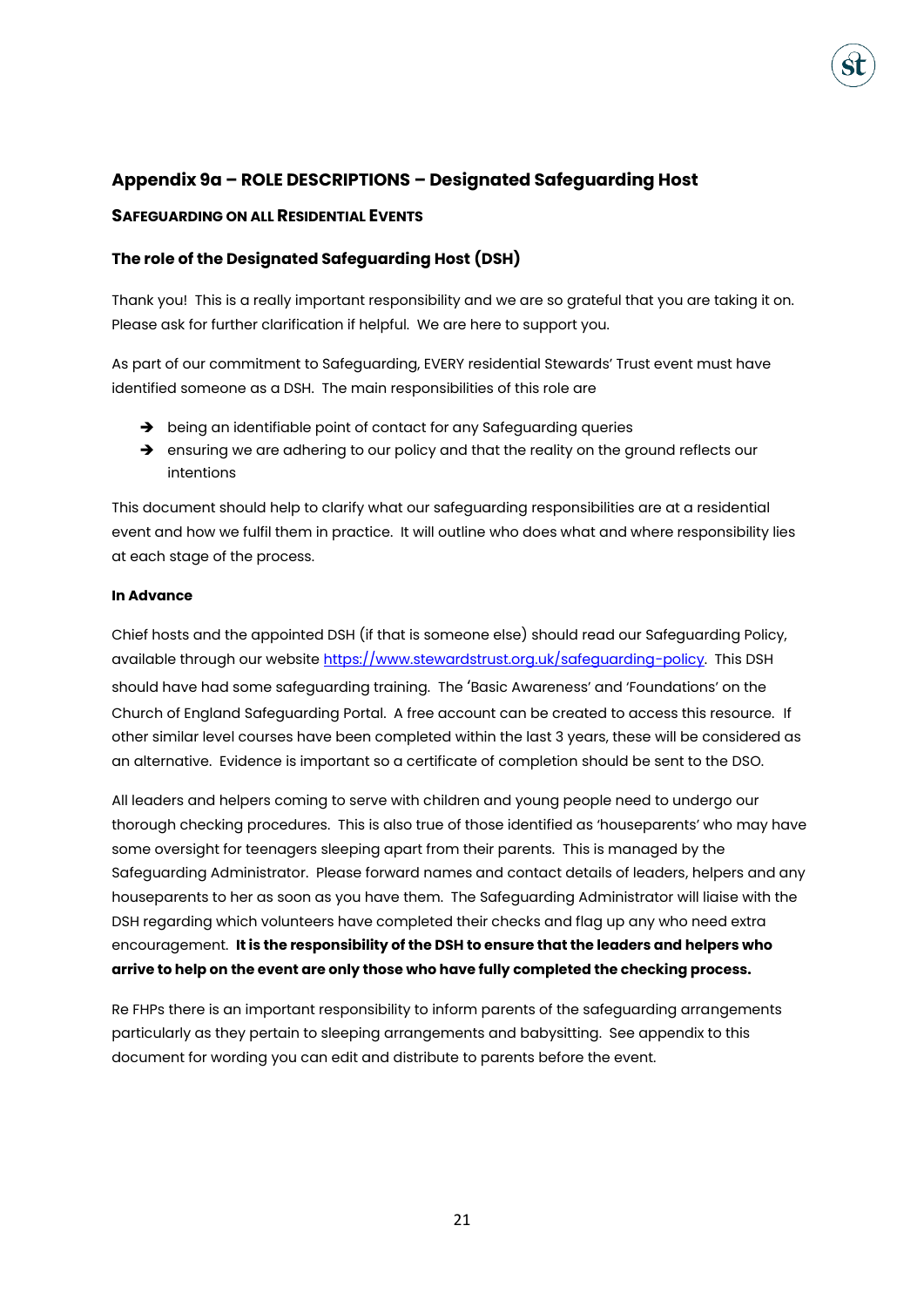## Appendix 9a – ROLE DESCRIPTIONS – Designated Safeguarding Host

### SAFEGUARDING ON ALL RESIDENTIAL EVENTS

### The role of the Designated Safeguarding Host (DSH)

Thank you! This is a really important responsibility and we are so grateful that you are taking it on. Please ask for further clarification if helpful. We are here to support you.

As part of our commitment to Safeguarding, EVERY residential Stewards' Trust event must have identified someone as a DSH. The main responsibilities of this role are

- ➔ being an identifiable point of contact for any Safeguarding queries
- ➔ ensuring we are adhering to our policy and that the reality on the ground reflects our intentions

This document should help to clarify what our safeguarding responsibilities are at a residential event and how we fulfil them in practice. It will outline who does what and where responsibility lies at each stage of the process.

**In Advance**

Chief hosts and the appointed DSH (if that is someone else) should read our Safeguarding Policy, available through our website https://www.stewardstrust.org.uk/safeguarding-policy. This DSH should have had some safeguarding training. The 'Basic Awareness' and 'Foundations' on the Church of England Safeguarding Portal. A free account can be created to access this resource. If other similar level courses have been completed within the last 3 years, these will be considered as an alternative. Evidence is important so a certificate of completion should be sent to the DSO.

All leaders and helpers coming to serve with children and young people need to undergo our thorough checking procedures. This is also true of those identified as 'houseparents' who may have some oversight for teenagers sleeping apart from their parents. This is managed by the Safeguarding Administrator. Please forward names and contact details of leaders, helpers and any houseparents to her as soon as you have them. The Safeguarding Administrator will liaise with the DSH regarding which volunteers have completed their checks and flag up any who need extra encouragement. **It is the responsibility of the DSH to ensure that the leaders and helpers who arrive to help on the event are only those who have fully completed the checking process.**

Re FHPs there is an important responsibility to inform parents of the safeguarding arrangements particularly as they pertain to sleeping arrangements and babysitting. See appendix to this document for wording you can edit and distribute to parents before the event.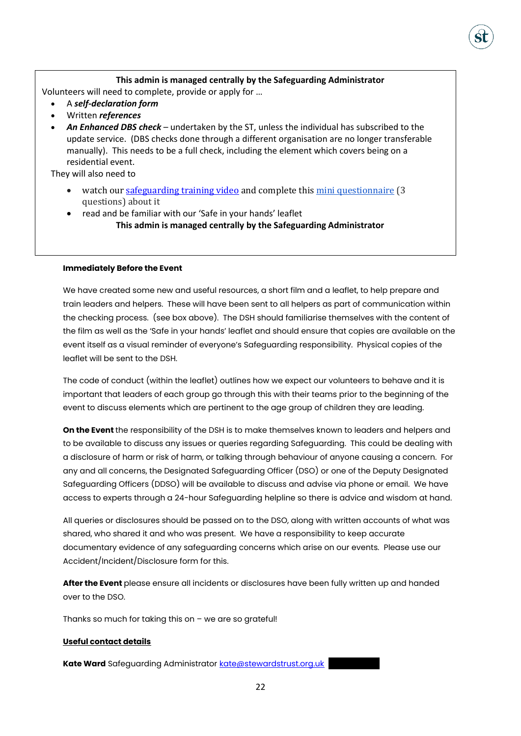**This admin is managed centrally by the Safeguarding Administrator**

Volunteers will need to complete, provide or apply for …

- A ***self-declaration form***
- Written ***references***
- ***An Enhanced DBS check*** – undertaken by the ST, unless the individual has subscribed to the update service. (DBS checks done through a different organisation are no longer transferable manually). This needs to be a full check, including the element which covers being on a residential event.

They will also need to

- watch our safeguarding training video and complete this mini questionnaire (3 questions) about it
- read and be familiar with our 'Safe in your hands' leaflet

**This admin is managed centrally by the Safeguarding Administrator**

**Immediately Before the Event**

We have created some new and useful resources, a short film and a leaflet, to help prepare and train leaders and helpers. These will have been sent to all helpers as part of communication within the checking process. (see box above). The DSH should familiarise themselves with the content of the film as well as the 'Safe in your hands' leaflet and should ensure that copies are available on the event itself as a visual reminder of everyone's Safeguarding responsibility. Physical copies of the leaflet will be sent to the DSH.

The code of conduct (within the leaflet) outlines how we expect our volunteers to behave and it is important that leaders of each group go through this with their teams prior to the beginning of the event to discuss elements which are pertinent to the age group of children they are leading.

**On the Event** the responsibility of the DSH is to make themselves known to leaders and helpers and to be available to discuss any issues or queries regarding Safeguarding. This could be dealing with a disclosure of harm or risk of harm, or talking through behaviour of anyone causing a concern. For any and all concerns, the Designated Safeguarding Officer (DSO) or one of the Deputy Designated Safeguarding Officers (DDSO) will be available to discuss and advise via phone or email. We have access to experts through a 24-hour Safeguarding helpline so there is advice and wisdom at hand.

All queries or disclosures should be passed on to the DSO, along with written accounts of what was shared, who shared it and who was present. We have a responsibility to keep accurate documentary evidence of any safeguarding concerns which arise on our events. Please use our Accident/Incident/Disclosure form for this.

**After the Event** please ensure all incidents or disclosures have been fully written up and handed over to the DSO.

Thanks so much for taking this on – we are so grateful!

**Useful contact details**

**Kate Ward** Safeguarding Administrator kate@stewardstrust.org.uk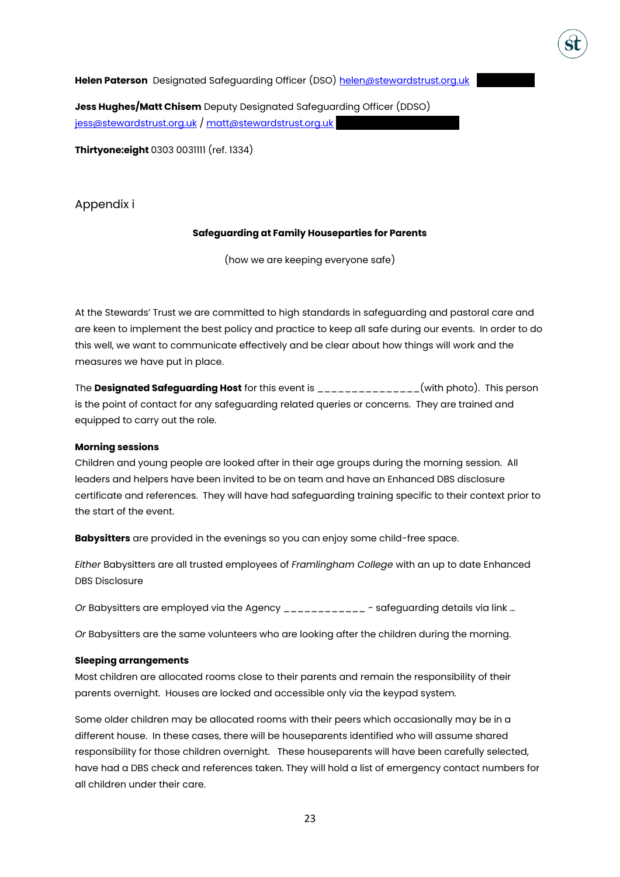**Helen Paterson** Designated Safeguarding Officer (DSO) helen@stewardstrust.org.uk

**Jess Hughes/Matt Chisem** Deputy Designated Safeguarding Officer (DDSO) jess@stewardstrust.org.uk / matt@stewardstrust.org.uk

**Thirtyone:eight** 0303 0031111 (ref. 1334)

## Appendix i

**Safeguarding at Family Houseparties for Parents**

(how we are keeping everyone safe)

At the Stewards' Trust we are committed to high standards in safeguarding and pastoral care and are keen to implement the best policy and practice to keep all safe during our events. In order to do this well, we want to communicate effectively and be clear about how things will work and the measures we have put in place.

The **Designated Safeguarding Host** for this event is _______________(with photo). This person is the point of contact for any safeguarding related queries or concerns. They are trained and equipped to carry out the role.

**Morning sessions**
Children and young people are looked after in their age groups during the morning session. All leaders and helpers have been invited to be on team and have an Enhanced DBS disclosure certificate and references. They will have had safeguarding training specific to their context prior to the start of the event.

**Babysitters** are provided in the evenings so you can enjoy some child-free space.

*Either* Babysitters are all trusted employees of *Framlingham College* with an up to date Enhanced DBS Disclosure

*Or* Babysitters are employed via the Agency ____________ - safeguarding details via link …

*Or* Babysitters are the same volunteers who are looking after the children during the morning.

**Sleeping arrangements**
Most children are allocated rooms close to their parents and remain the responsibility of their parents overnight. Houses are locked and accessible only via the keypad system.

Some older children may be allocated rooms with their peers which occasionally may be in a different house. In these cases, there will be houseparents identified who will assume shared responsibility for those children overnight. These houseparents will have been carefully selected, have had a DBS check and references taken. They will hold a list of emergency contact numbers for all children under their care.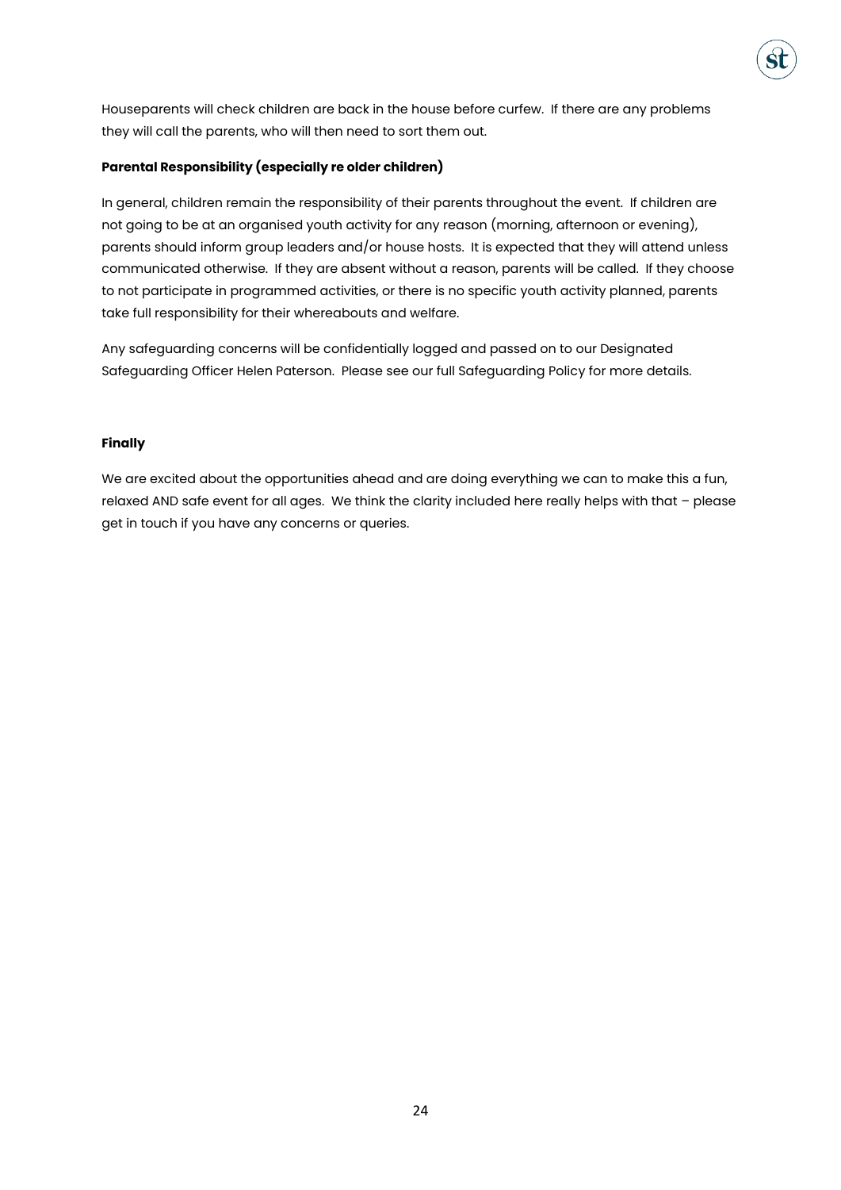Houseparents will check children are back in the house before curfew. If there are any problems they will call the parents, who will then need to sort them out.

**Parental Responsibility (especially re older children)**

In general, children remain the responsibility of their parents throughout the event. If children are not going to be at an organised youth activity for any reason (morning, afternoon or evening), parents should inform group leaders and/or house hosts. It is expected that they will attend unless communicated otherwise. If they are absent without a reason, parents will be called. If they choose to not participate in programmed activities, or there is no specific youth activity planned, parents take full responsibility for their whereabouts and welfare.

Any safeguarding concerns will be confidentially logged and passed on to our Designated Safeguarding Officer Helen Paterson. Please see our full Safeguarding Policy for more details.

**Finally**

We are excited about the opportunities ahead and are doing everything we can to make this a fun, relaxed AND safe event for all ages. We think the clarity included here really helps with that – please get in touch if you have any concerns or queries.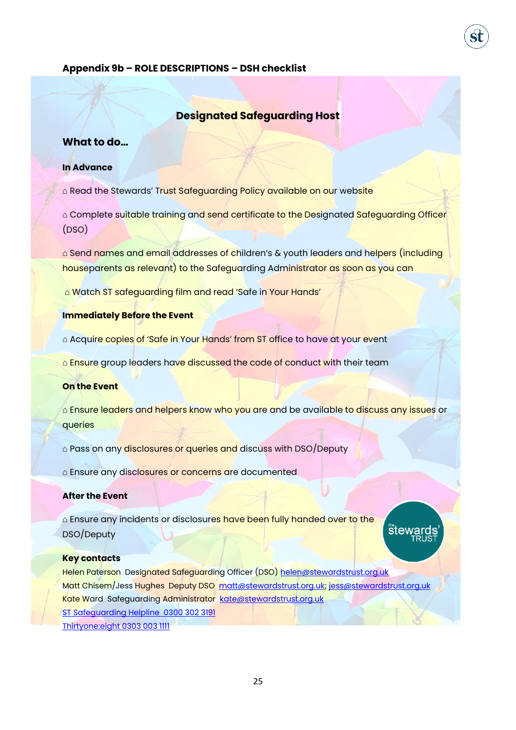**Appendix 9b – ROLE DESCRIPTIONS – DSH checklist**

## Designated Safeguarding Host

### What to do…

**In Advance**

⌂ Read the Stewards' Trust Safeguarding Policy available on our website

⌂ Complete suitable training and send certificate to the Designated Safeguarding Officer (DSO)

⌂ Send names and email addresses of children's & youth leaders and helpers (including houseparents as relevant) to the Safeguarding Administrator as soon as you can

⌂ Watch ST safeguarding film and read 'Safe in Your Hands'

**Immediately Before the Event**

⌂ Acquire copies of 'Safe in Your Hands' from ST office to have at your event

⌂ Ensure group leaders have discussed the code of conduct with their team

**On the Event**

⌂ Ensure leaders and helpers know who you are and be available to discuss any issues or queries

⌂ Pass on any disclosures or queries and discuss with DSO/Deputy

⌂ Ensure any disclosures or concerns are documented

**After the Event**

⌂ Ensure any incidents or disclosures have been fully handed over to the DSO/Deputy

**Key contacts**

Helen Paterson Designated Safeguarding Officer (DSO) helen@stewardstrust.org.uk
Matt Chisem/Jess Hughes Deputy DSO matt@stewardstrust.org.uk; jess@stewardstrust.org.uk
Kate Ward Safeguarding Administrator kate@stewardstrust.org.uk
ST Safeguarding Helpline 0300 302 3191
Thirtyone:eight 0303 003 1111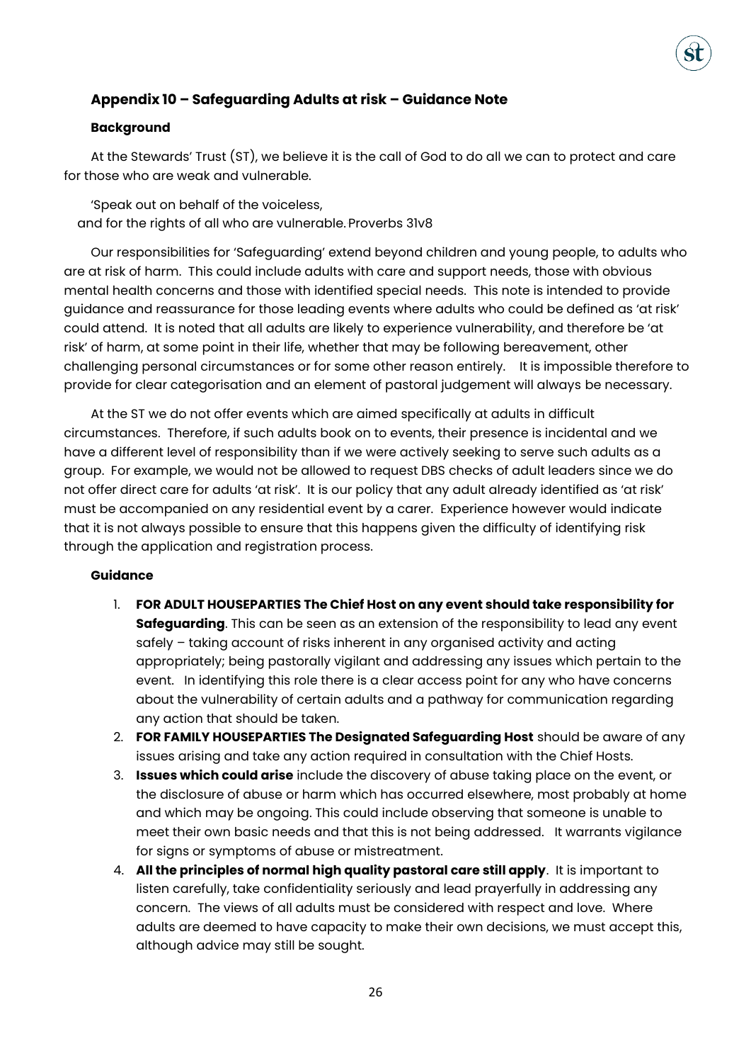## Appendix 10 – Safeguarding Adults at risk – Guidance Note

### Background

At the Stewards' Trust (ST), we believe it is the call of God to do all we can to protect and care for those who are weak and vulnerable.

'Speak out on behalf of the voiceless,
and for the rights of all who are vulnerable. Proverbs 31v8

Our responsibilities for 'Safeguarding' extend beyond children and young people, to adults who are at risk of harm. This could include adults with care and support needs, those with obvious mental health concerns and those with identified special needs. This note is intended to provide guidance and reassurance for those leading events where adults who could be defined as 'at risk' could attend. It is noted that all adults are likely to experience vulnerability, and therefore be 'at risk' of harm, at some point in their life, whether that may be following bereavement, other challenging personal circumstances or for some other reason entirely. It is impossible therefore to provide for clear categorisation and an element of pastoral judgement will always be necessary.

At the ST we do not offer events which are aimed specifically at adults in difficult circumstances. Therefore, if such adults book on to events, their presence is incidental and we have a different level of responsibility than if we were actively seeking to serve such adults as a group. For example, we would not be allowed to request DBS checks of adult leaders since we do not offer direct care for adults 'at risk'. It is our policy that any adult already identified as 'at risk' must be accompanied on any residential event by a carer. Experience however would indicate that it is not always possible to ensure that this happens given the difficulty of identifying risk through the application and registration process.

### Guidance

1. **FOR ADULT HOUSEPARTIES The Chief Host on any event should take responsibility for Safeguarding**. This can be seen as an extension of the responsibility to lead any event safely – taking account of risks inherent in any organised activity and acting appropriately; being pastorally vigilant and addressing any issues which pertain to the event. In identifying this role there is a clear access point for any who have concerns about the vulnerability of certain adults and a pathway for communication regarding any action that should be taken.
2. **FOR FAMILY HOUSEPARTIES The Designated Safeguarding Host** should be aware of any issues arising and take any action required in consultation with the Chief Hosts.
3. **Issues which could arise** include the discovery of abuse taking place on the event, or the disclosure of abuse or harm which has occurred elsewhere, most probably at home and which may be ongoing. This could include observing that someone is unable to meet their own basic needs and that this is not being addressed. It warrants vigilance for signs or symptoms of abuse or mistreatment.
4. **All the principles of normal high quality pastoral care still apply**. It is important to listen carefully, take confidentiality seriously and lead prayerfully in addressing any concern. The views of all adults must be considered with respect and love. Where adults are deemed to have capacity to make their own decisions, we must accept this, although advice may still be sought.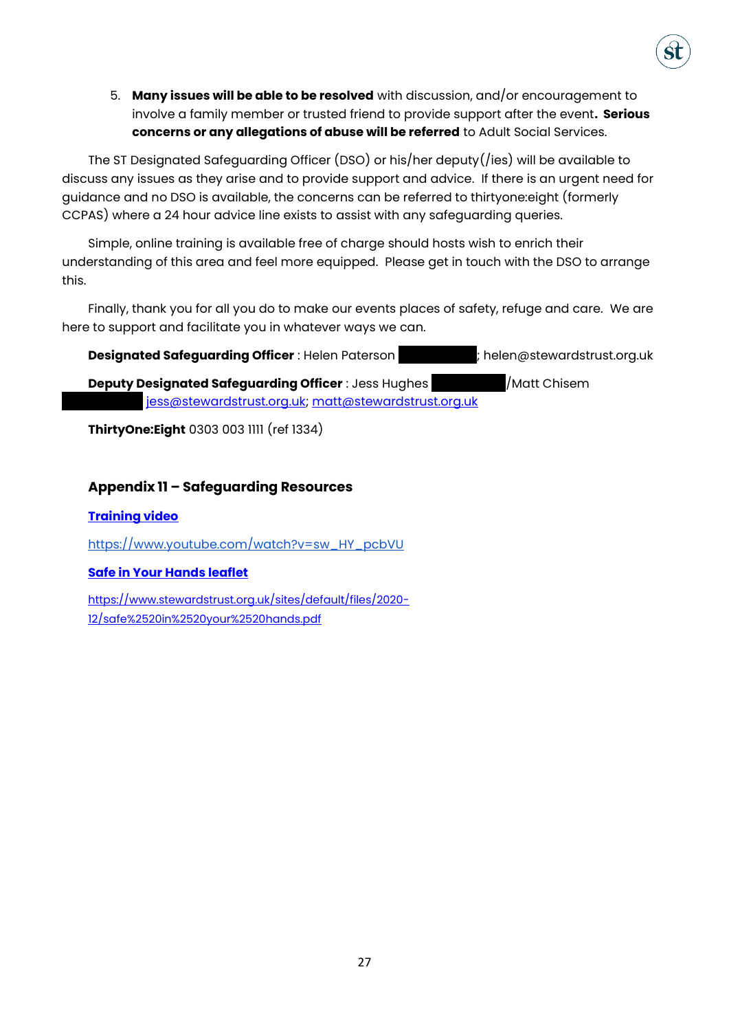5. **Many issues will be able to be resolved** with discussion, and/or encouragement to involve a family member or trusted friend to provide support after the event**. Serious concerns or any allegations of abuse will be referred** to Adult Social Services.

The ST Designated Safeguarding Officer (DSO) or his/her deputy(/ies) will be available to discuss any issues as they arise and to provide support and advice. If there is an urgent need for guidance and no DSO is available, the concerns can be referred to thirtyone:eight (formerly CCPAS) where a 24 hour advice line exists to assist with any safeguarding queries.

Simple, online training is available free of charge should hosts wish to enrich their understanding of this area and feel more equipped. Please get in touch with the DSO to arrange this.

Finally, thank you for all you do to make our events places of safety, refuge and care. We are here to support and facilitate you in whatever ways we can.

**Designated Safeguarding Officer** : Helen Paterson ; helen@stewardstrust.org.uk

**Deputy Designated Safeguarding Officer** : Jess Hughes /Matt Chisem jess@stewardstrust.org.uk; matt@stewardstrust.org.uk

**ThirtyOne:Eight** 0303 003 1111 (ref 1334)

## Appendix 11 – Safeguarding Resources

**Training video**

https://www.youtube.com/watch?v=sw_HY_pcbVU

**Safe in Your Hands leaflet**

https://www.stewardstrust.org.uk/sites/default/files/2020-12/safe%2520in%2520your%2520hands.pdf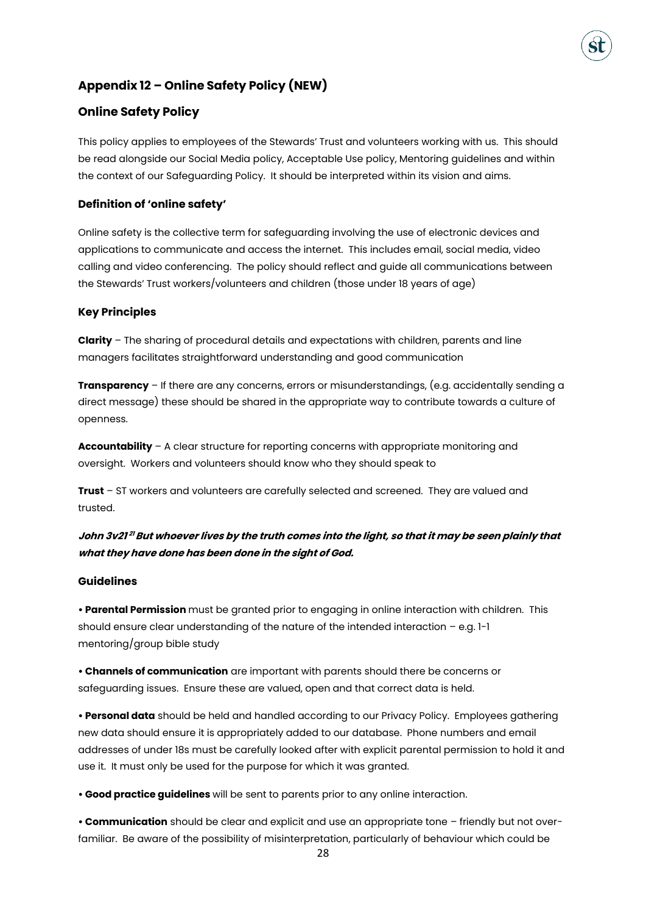## Appendix 12 – Online Safety Policy (NEW)

### Online Safety Policy

This policy applies to employees of the Stewards' Trust and volunteers working with us. This should be read alongside our Social Media policy, Acceptable Use policy, Mentoring guidelines and within the context of our Safeguarding Policy. It should be interpreted within its vision and aims.

#### Definition of 'online safety'

Online safety is the collective term for safeguarding involving the use of electronic devices and applications to communicate and access the internet. This includes email, social media, video calling and video conferencing. The policy should reflect and guide all communications between the Stewards' Trust workers/volunteers and children (those under 18 years of age)

#### Key Principles

**Clarity** – The sharing of procedural details and expectations with children, parents and line managers facilitates straightforward understanding and good communication

**Transparency** – If there are any concerns, errors or misunderstandings, (e.g. accidentally sending a direct message) these should be shared in the appropriate way to contribute towards a culture of openness.

**Accountability** – A clear structure for reporting concerns with appropriate monitoring and oversight. Workers and volunteers should know who they should speak to

**Trust** – ST workers and volunteers are carefully selected and screened. They are valued and trusted.

***John 3v21 [21] But whoever lives by the truth comes into the light, so that it may be seen plainly that what they have done has been done in the sight of God.***

#### Guidelines

• **Parental Permission** must be granted prior to engaging in online interaction with children. This should ensure clear understanding of the nature of the intended interaction – e.g. 1-1 mentoring/group bible study

• **Channels of communication** are important with parents should there be concerns or safeguarding issues. Ensure these are valued, open and that correct data is held.

• **Personal data** should be held and handled according to our Privacy Policy. Employees gathering new data should ensure it is appropriately added to our database. Phone numbers and email addresses of under 18s must be carefully looked after with explicit parental permission to hold it and use it. It must only be used for the purpose for which it was granted.

• **Good practice guidelines** will be sent to parents prior to any online interaction.

• **Communication** should be clear and explicit and use an appropriate tone – friendly but not over-familiar. Be aware of the possibility of misinterpretation, particularly of behaviour which could be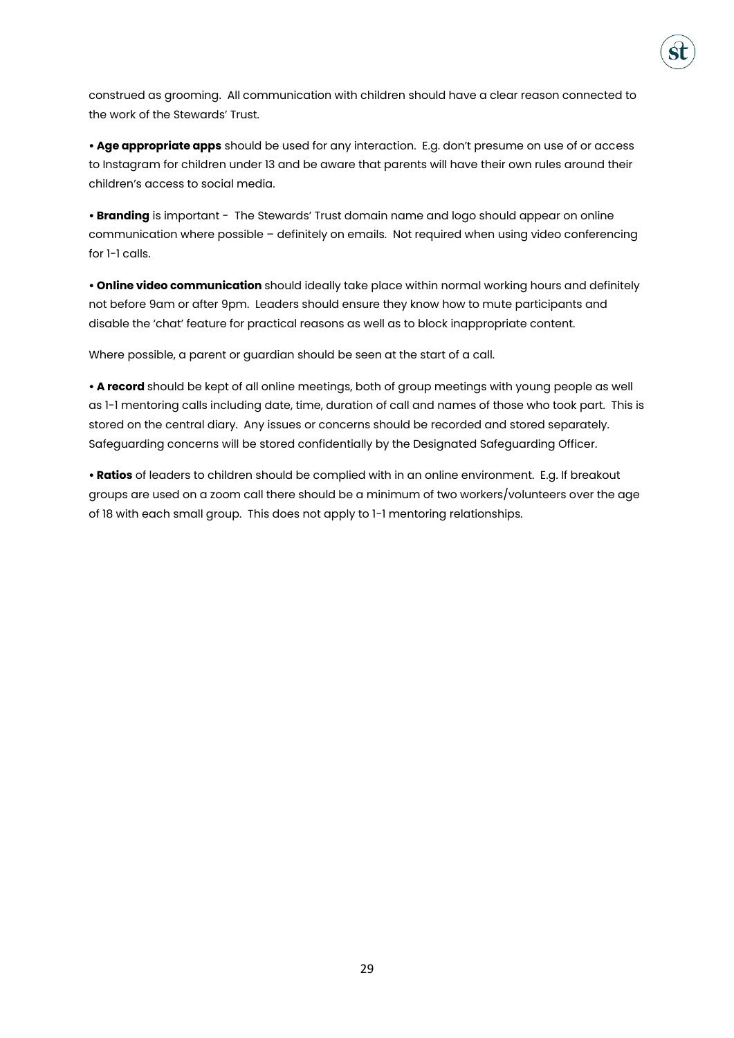construed as grooming. All communication with children should have a clear reason connected to the work of the Stewards' Trust.

• **Age appropriate apps** should be used for any interaction. E.g. don't presume on use of or access to Instagram for children under 13 and be aware that parents will have their own rules around their children's access to social media.

• **Branding** is important - The Stewards' Trust domain name and logo should appear on online communication where possible – definitely on emails. Not required when using video conferencing for 1-1 calls.

• **Online video communication** should ideally take place within normal working hours and definitely not before 9am or after 9pm. Leaders should ensure they know how to mute participants and disable the 'chat' feature for practical reasons as well as to block inappropriate content.

Where possible, a parent or guardian should be seen at the start of a call.

• **A record** should be kept of all online meetings, both of group meetings with young people as well as 1-1 mentoring calls including date, time, duration of call and names of those who took part. This is stored on the central diary. Any issues or concerns should be recorded and stored separately. Safeguarding concerns will be stored confidentially by the Designated Safeguarding Officer.

• **Ratios** of leaders to children should be complied with in an online environment. E.g. If breakout groups are used on a zoom call there should be a minimum of two workers/volunteers over the age of 18 with each small group. This does not apply to 1-1 mentoring relationships.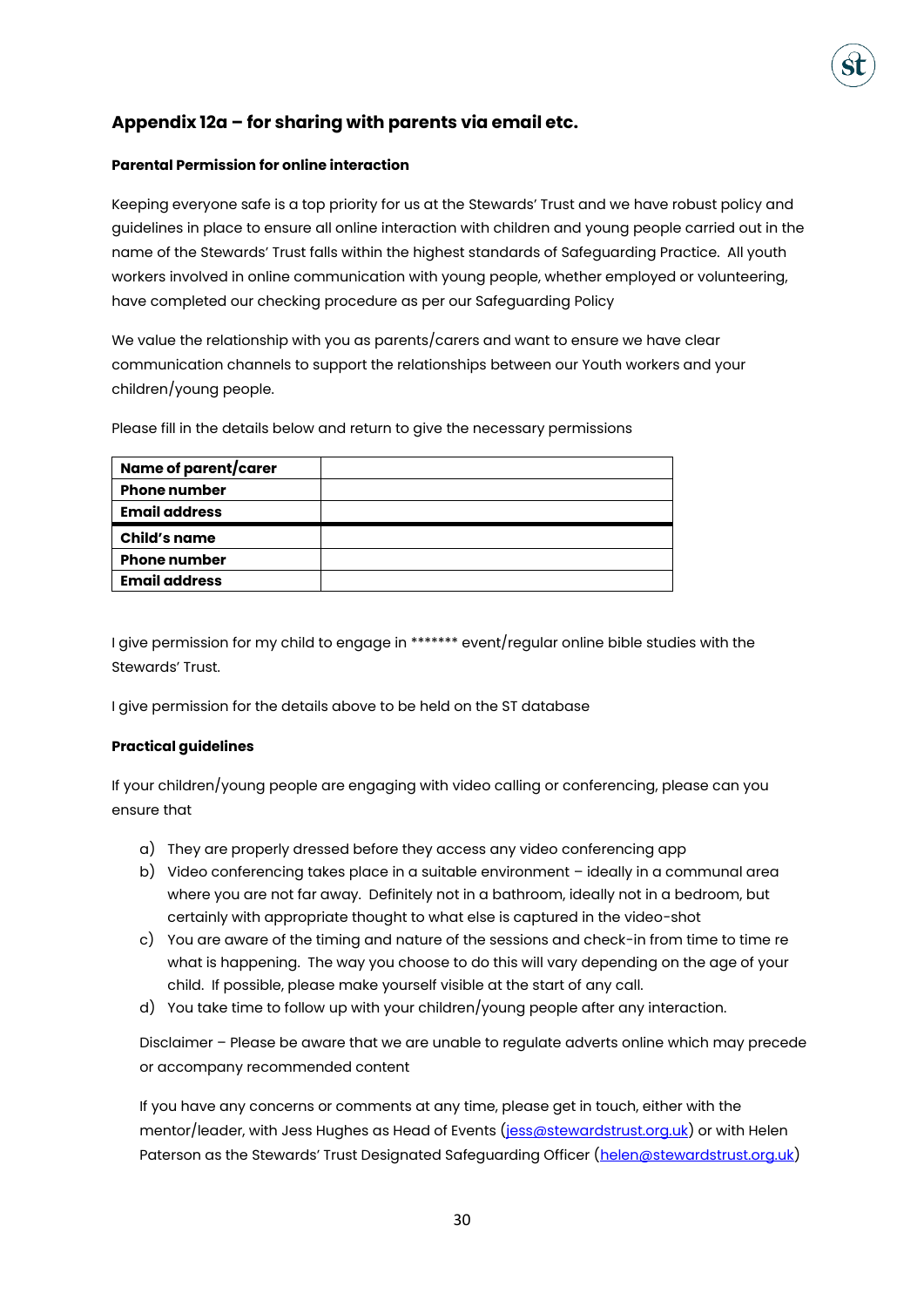## Appendix 12a – for sharing with parents via email etc.

**Parental Permission for online interaction**

Keeping everyone safe is a top priority for us at the Stewards' Trust and we have robust policy and guidelines in place to ensure all online interaction with children and young people carried out in the name of the Stewards' Trust falls within the highest standards of Safeguarding Practice. All youth workers involved in online communication with young people, whether employed or volunteering, have completed our checking procedure as per our Safeguarding Policy

We value the relationship with you as parents/carers and want to ensure we have clear communication channels to support the relationships between our Youth workers and your children/young people.

Please fill in the details below and return to give the necessary permissions

| | |
|---|---|
| **Name of parent/carer** | |
| **Phone number** | |
| **Email address** | |
| **Child's name** | |
| **Phone number** | |
| **Email address** | |

I give permission for my child to engage in ******* event/regular online bible studies with the Stewards' Trust.

I give permission for the details above to be held on the ST database

**Practical guidelines**

If your children/young people are engaging with video calling or conferencing, please can you ensure that

a) They are properly dressed before they access any video conferencing app
b) Video conferencing takes place in a suitable environment – ideally in a communal area where you are not far away. Definitely not in a bathroom, ideally not in a bedroom, but certainly with appropriate thought to what else is captured in the video-shot
c) You are aware of the timing and nature of the sessions and check-in from time to time re what is happening. The way you choose to do this will vary depending on the age of your child. If possible, please make yourself visible at the start of any call.
d) You take time to follow up with your children/young people after any interaction.

Disclaimer – Please be aware that we are unable to regulate adverts online which may precede or accompany recommended content

If you have any concerns or comments at any time, please get in touch, either with the mentor/leader, with Jess Hughes as Head of Events (jess@stewardstrust.org.uk) or with Helen Paterson as the Stewards' Trust Designated Safeguarding Officer (helen@stewardstrust.org.uk)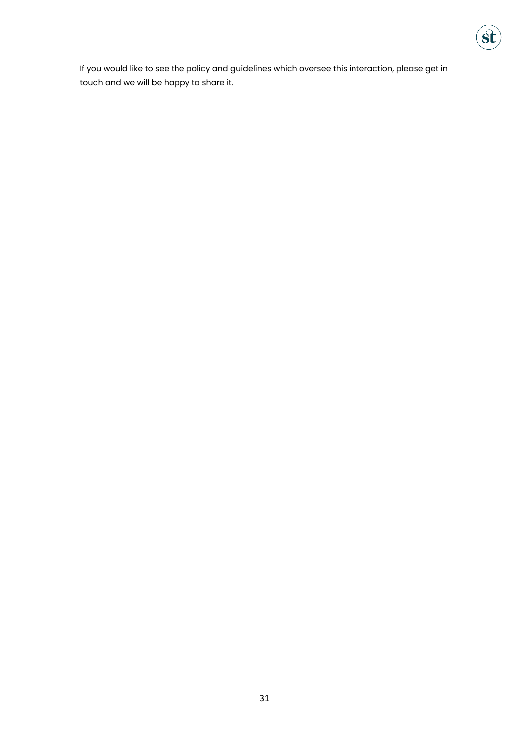If you would like to see the policy and guidelines which oversee this interaction, please get in touch and we will be happy to share it.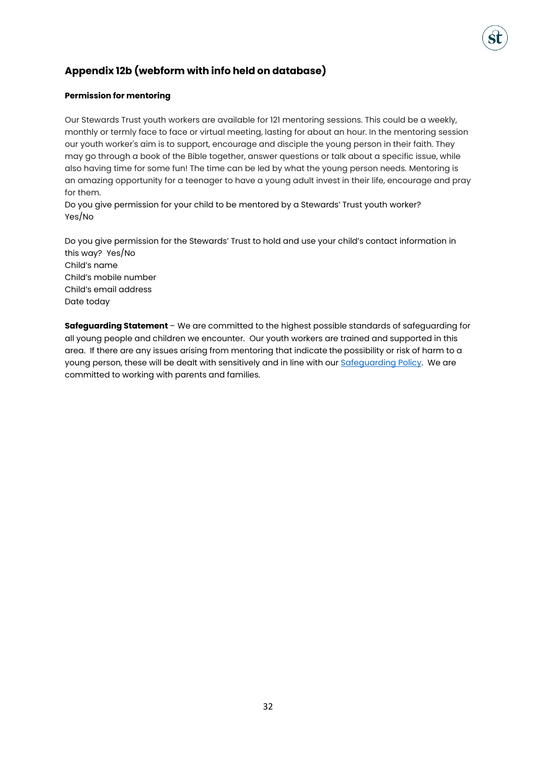## Appendix 12b (webform with info held on database)

**Permission for mentoring**

Our Stewards Trust youth workers are available for 121 mentoring sessions. This could be a weekly, monthly or termly face to face or virtual meeting, lasting for about an hour. In the mentoring session our youth worker's aim is to support, encourage and disciple the young person in their faith. They may go through a book of the Bible together, answer questions or talk about a specific issue, while also having time for some fun! The time can be led by what the young person needs. Mentoring is an amazing opportunity for a teenager to have a young adult invest in their life, encourage and pray for them.

Do you give permission for your child to be mentored by a Stewards' Trust youth worker? Yes/No

Do you give permission for the Stewards' Trust to hold and use your child's contact information in this way? Yes/No
Child's name
Child's mobile number
Child's email address
Date today

**Safeguarding Statement** – We are committed to the highest possible standards of safeguarding for all young people and children we encounter. Our youth workers are trained and supported in this area. If there are any issues arising from mentoring that indicate the possibility or risk of harm to a young person, these will be dealt with sensitively and in line with our Safeguarding Policy. We are committed to working with parents and families.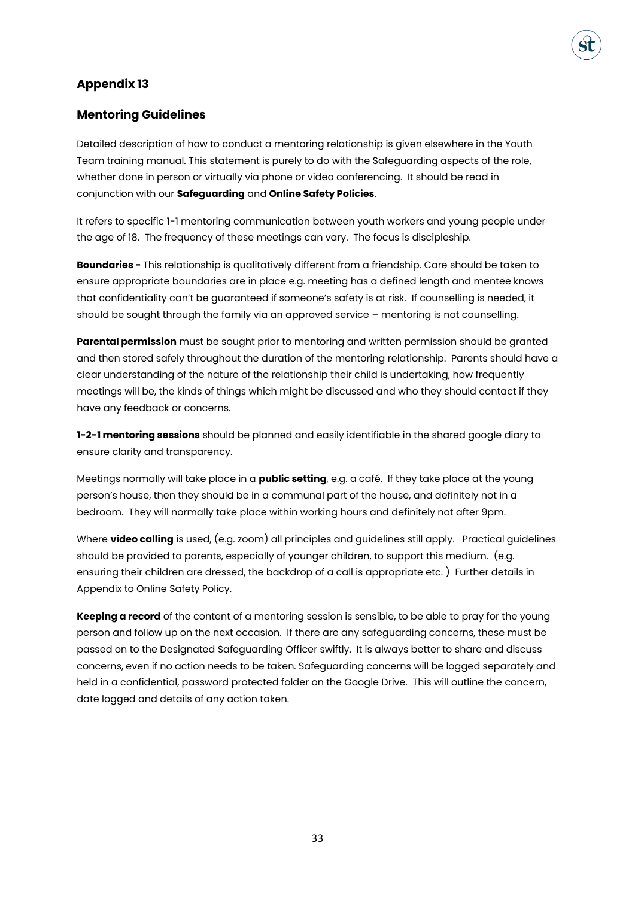## Appendix 13

## Mentoring Guidelines

Detailed description of how to conduct a mentoring relationship is given elsewhere in the Youth Team training manual. This statement is purely to do with the Safeguarding aspects of the role, whether done in person or virtually via phone or video conferencing. It should be read in conjunction with our **Safeguarding** and **Online Safety Policies**.

It refers to specific 1-1 mentoring communication between youth workers and young people under the age of 18. The frequency of these meetings can vary. The focus is discipleship.

**Boundaries -** This relationship is qualitatively different from a friendship. Care should be taken to ensure appropriate boundaries are in place e.g. meeting has a defined length and mentee knows that confidentiality can't be guaranteed if someone's safety is at risk. If counselling is needed, it should be sought through the family via an approved service – mentoring is not counselling.

**Parental permission** must be sought prior to mentoring and written permission should be granted and then stored safely throughout the duration of the mentoring relationship. Parents should have a clear understanding of the nature of the relationship their child is undertaking, how frequently meetings will be, the kinds of things which might be discussed and who they should contact if they have any feedback or concerns.

**1-2-1 mentoring sessions** should be planned and easily identifiable in the shared google diary to ensure clarity and transparency.

Meetings normally will take place in a **public setting**, e.g. a café. If they take place at the young person's house, then they should be in a communal part of the house, and definitely not in a bedroom. They will normally take place within working hours and definitely not after 9pm.

Where **video calling** is used, (e.g. zoom) all principles and guidelines still apply. Practical guidelines should be provided to parents, especially of younger children, to support this medium. (e.g. ensuring their children are dressed, the backdrop of a call is appropriate etc. ) Further details in Appendix to Online Safety Policy.

**Keeping a record** of the content of a mentoring session is sensible, to be able to pray for the young person and follow up on the next occasion. If there are any safeguarding concerns, these must be passed on to the Designated Safeguarding Officer swiftly. It is always better to share and discuss concerns, even if no action needs to be taken. Safeguarding concerns will be logged separately and held in a confidential, password protected folder on the Google Drive. This will outline the concern, date logged and details of any action taken.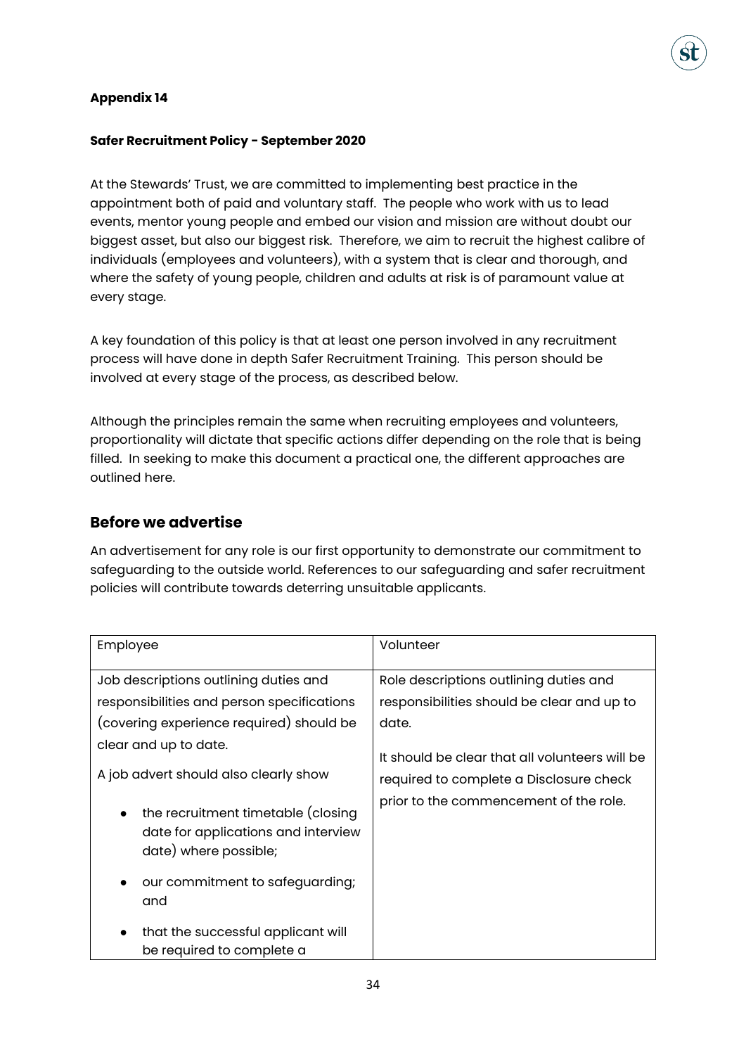**Appendix 14**

**Safer Recruitment Policy - September 2020**

At the Stewards' Trust, we are committed to implementing best practice in the appointment both of paid and voluntary staff. The people who work with us to lead events, mentor young people and embed our vision and mission are without doubt our biggest asset, but also our biggest risk. Therefore, we aim to recruit the highest calibre of individuals (employees and volunteers), with a system that is clear and thorough, and where the safety of young people, children and adults at risk is of paramount value at every stage.

A key foundation of this policy is that at least one person involved in any recruitment process will have done in depth Safer Recruitment Training. This person should be involved at every stage of the process, as described below.

Although the principles remain the same when recruiting employees and volunteers, proportionality will dictate that specific actions differ depending on the role that is being filled. In seeking to make this document a practical one, the different approaches are outlined here.

## Before we advertise

An advertisement for any role is our first opportunity to demonstrate our commitment to safeguarding to the outside world. References to our safeguarding and safer recruitment policies will contribute towards deterring unsuitable applicants.

| Employee | Volunteer |
| --- | --- |
| Job descriptions outlining duties and responsibilities and person specifications (covering experience required) should be clear and up to date.<br><br>A job advert should also clearly show<br><br>• the recruitment timetable (closing date for applications and interview date) where possible;<br>• our commitment to safeguarding; and<br>• that the successful applicant will be required to complete a | Role descriptions outlining duties and responsibilities should be clear and up to date.<br><br>It should be clear that all volunteers will be required to complete a Disclosure check prior to the commencement of the role. |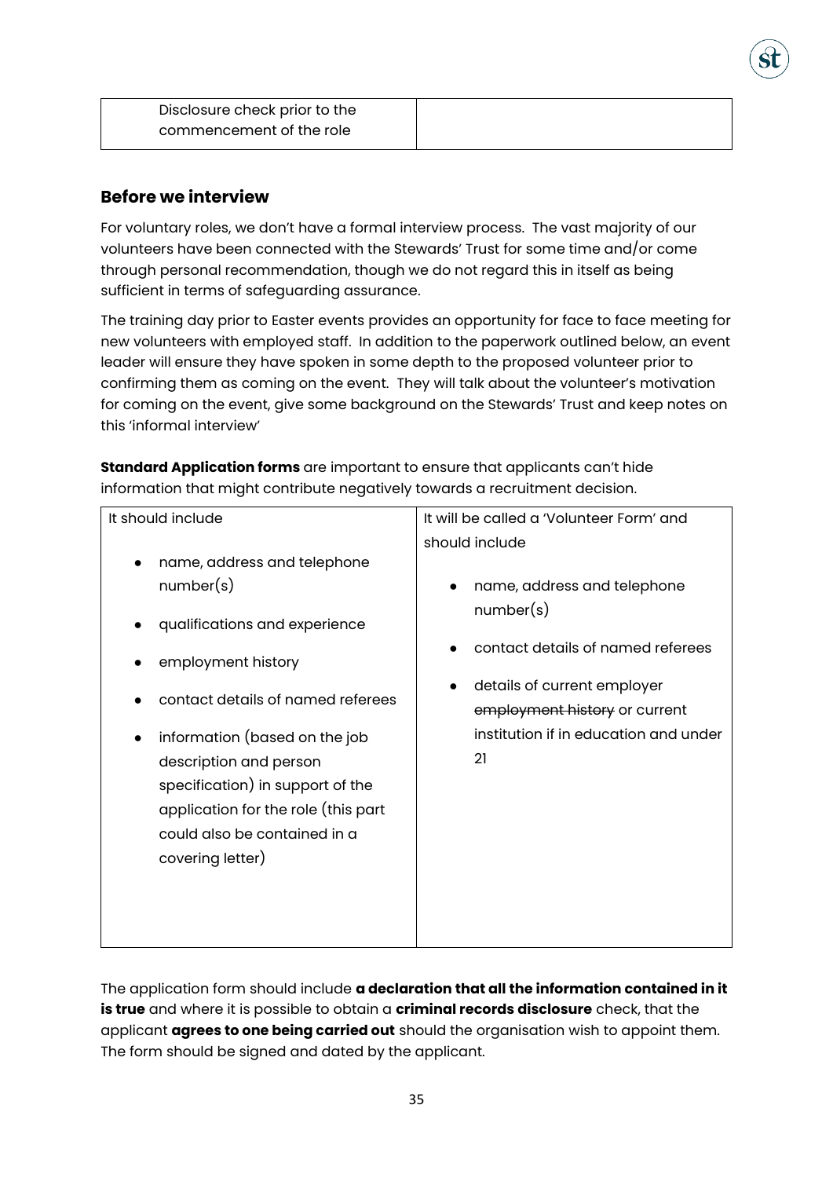| Disclosure check prior to the commencement of the role | |
|---|---|

## Before we interview

For voluntary roles, we don't have a formal interview process. The vast majority of our volunteers have been connected with the Stewards' Trust for some time and/or come through personal recommendation, though we do not regard this in itself as being sufficient in terms of safeguarding assurance.

The training day prior to Easter events provides an opportunity for face to face meeting for new volunteers with employed staff. In addition to the paperwork outlined below, an event leader will ensure they have spoken in some depth to the proposed volunteer prior to confirming them as coming on the event. They will talk about the volunteer's motivation for coming on the event, give some background on the Stewards' Trust and keep notes on this 'informal interview'

**Standard Application forms** are important to ensure that applicants can't hide information that might contribute negatively towards a recruitment decision.

| It should include | It will be called a 'Volunteer Form' and should include |
|---|---|
| • name, address and telephone number(s)<br>• qualifications and experience<br>• employment history<br>• contact details of named referees<br>• information (based on the job description and person specification) in support of the application for the role (this part could also be contained in a covering letter) | • name, address and telephone number(s)<br>• contact details of named referees<br>• details of current employer ~~employment history~~ or current institution if in education and under 21 |

The application form should include **a declaration that all the information contained in it is true** and where it is possible to obtain a **criminal records disclosure** check, that the applicant **agrees to one being carried out** should the organisation wish to appoint them. The form should be signed and dated by the applicant.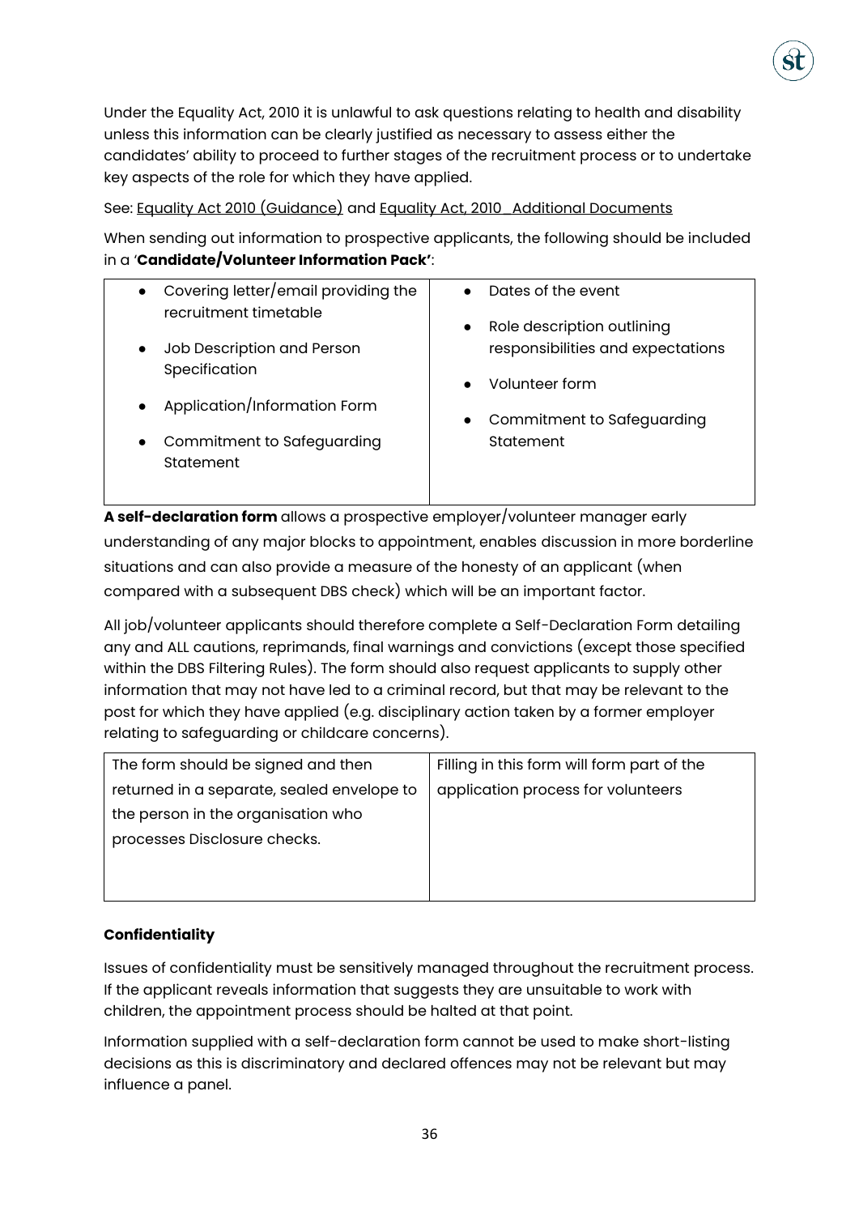Under the Equality Act, 2010 it is unlawful to ask questions relating to health and disability unless this information can be clearly justified as necessary to assess either the candidates' ability to proceed to further stages of the recruitment process or to undertake key aspects of the role for which they have applied.

See: Equality Act 2010 (Guidance) and Equality Act, 2010_Additional Documents

When sending out information to prospective applicants, the following should be included in a '**Candidate/Volunteer Information Pack'**:

| | |
|---|---|
| • Covering letter/email providing the recruitment timetable<br>• Job Description and Person Specification<br>• Application/Information Form<br>• Commitment to Safeguarding Statement | • Dates of the event<br>• Role description outlining responsibilities and expectations<br>• Volunteer form<br>• Commitment to Safeguarding Statement |

**A self-declaration form** allows a prospective employer/volunteer manager early understanding of any major blocks to appointment, enables discussion in more borderline situations and can also provide a measure of the honesty of an applicant (when compared with a subsequent DBS check) which will be an important factor.

All job/volunteer applicants should therefore complete a Self-Declaration Form detailing any and ALL cautions, reprimands, final warnings and convictions (except those specified within the DBS Filtering Rules). The form should also request applicants to supply other information that may not have led to a criminal record, but that may be relevant to the post for which they have applied (e.g. disciplinary action taken by a former employer relating to safeguarding or childcare concerns).

| | |
|---|---|
| The form should be signed and then returned in a separate, sealed envelope to the person in the organisation who processes Disclosure checks. | Filling in this form will form part of the application process for volunteers |

**Confidentiality**

Issues of confidentiality must be sensitively managed throughout the recruitment process. If the applicant reveals information that suggests they are unsuitable to work with children, the appointment process should be halted at that point.

Information supplied with a self-declaration form cannot be used to make short-listing decisions as this is discriminatory and declared offences may not be relevant but may influence a panel.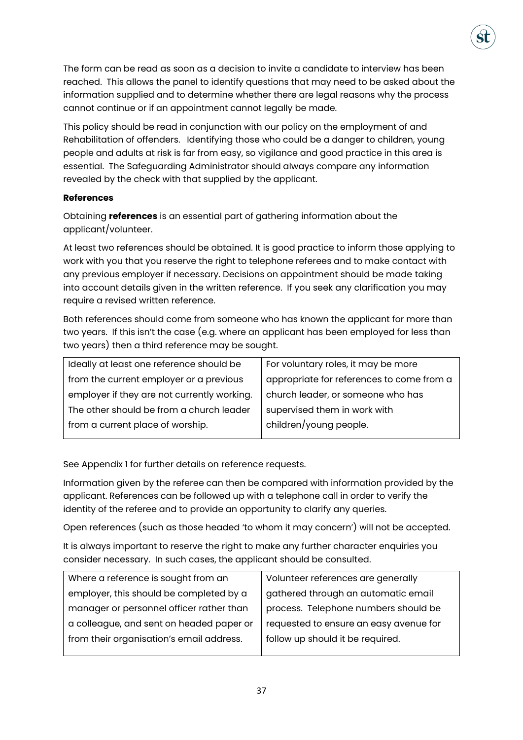The form can be read as soon as a decision to invite a candidate to interview has been reached. This allows the panel to identify questions that may need to be asked about the information supplied and to determine whether there are legal reasons why the process cannot continue or if an appointment cannot legally be made.

This policy should be read in conjunction with our policy on the employment of and Rehabilitation of offenders. Identifying those who could be a danger to children, young people and adults at risk is far from easy, so vigilance and good practice in this area is essential. The Safeguarding Administrator should always compare any information revealed by the check with that supplied by the applicant.

**References**

Obtaining **references** is an essential part of gathering information about the applicant/volunteer.

At least two references should be obtained. It is good practice to inform those applying to work with you that you reserve the right to telephone referees and to make contact with any previous employer if necessary. Decisions on appointment should be made taking into account details given in the written reference. If you seek any clarification you may require a revised written reference.

Both references should come from someone who has known the applicant for more than two years. If this isn't the case (e.g. where an applicant has been employed for less than two years) then a third reference may be sought.

| Ideally at least one reference should be from the current employer or a previous employer if they are not currently working. The other should be from a church leader from a current place of worship. | For voluntary roles, it may be more appropriate for references to come from a church leader, or someone who has supervised them in work with children/young people. |
|---|---|

See Appendix 1 for further details on reference requests.

Information given by the referee can then be compared with information provided by the applicant. References can be followed up with a telephone call in order to verify the identity of the referee and to provide an opportunity to clarify any queries.

Open references (such as those headed 'to whom it may concern') will not be accepted.

It is always important to reserve the right to make any further character enquiries you consider necessary. In such cases, the applicant should be consulted.

| Where a reference is sought from an employer, this should be completed by a manager or personnel officer rather than a colleague, and sent on headed paper or from their organisation's email address. | Volunteer references are generally gathered through an automatic email process. Telephone numbers should be requested to ensure an easy avenue for follow up should it be required. |
|---|---|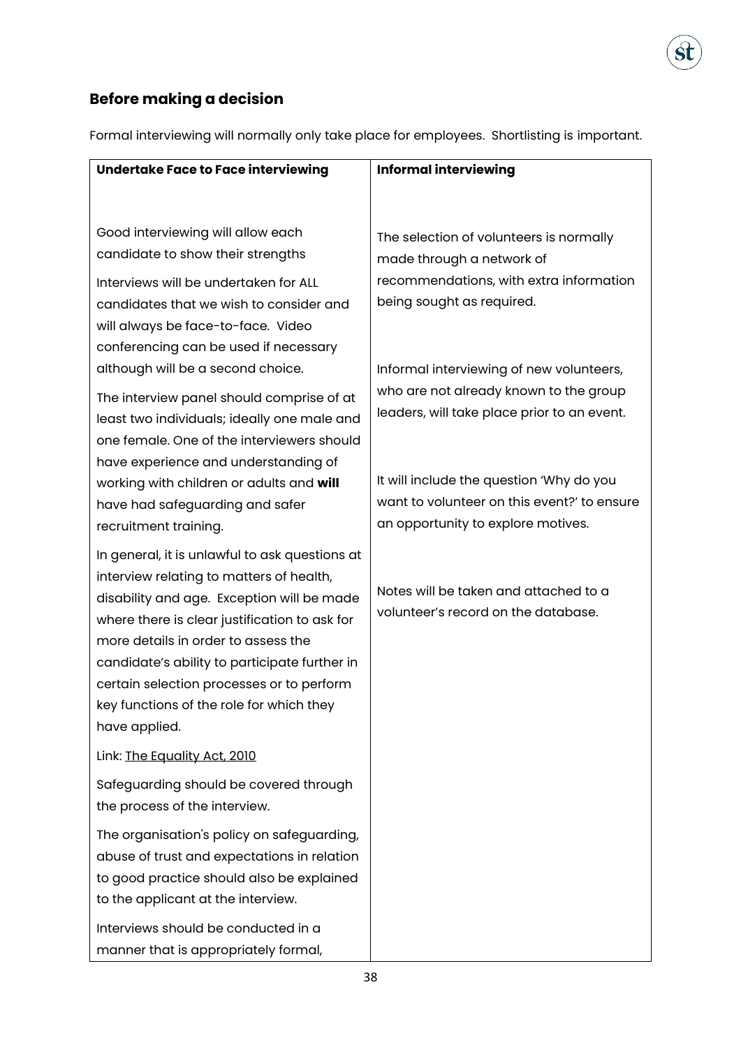## Before making a decision

Formal interviewing will normally only take place for employees. Shortlisting is important.

| **Undertake Face to Face interviewing** | **Informal interviewing** |
|---|---|
| Good interviewing will allow each candidate to show their strengths<br><br>Interviews will be undertaken for ALL candidates that we wish to consider and will always be face-to-face. Video conferencing can be used if necessary although will be a second choice.<br><br>The interview panel should comprise of at least two individuals; ideally one male and one female. One of the interviewers should have experience and understanding of working with children or adults and **will** have had safeguarding and safer recruitment training.<br><br>In general, it is unlawful to ask questions at interview relating to matters of health, disability and age. Exception will be made where there is clear justification to ask for more details in order to assess the candidate's ability to participate further in certain selection processes or to perform key functions of the role for which they have applied.<br><br>Link: The Equality Act, 2010<br><br>Safeguarding should be covered through the process of the interview.<br><br>The organisation's policy on safeguarding, abuse of trust and expectations in relation to good practice should also be explained to the applicant at the interview.<br><br>Interviews should be conducted in a manner that is appropriately formal, | The selection of volunteers is normally made through a network of recommendations, with extra information being sought as required.<br><br>Informal interviewing of new volunteers, who are not already known to the group leaders, will take place prior to an event.<br><br>It will include the question 'Why do you want to volunteer on this event?' to ensure an opportunity to explore motives.<br><br>Notes will be taken and attached to a volunteer's record on the database. |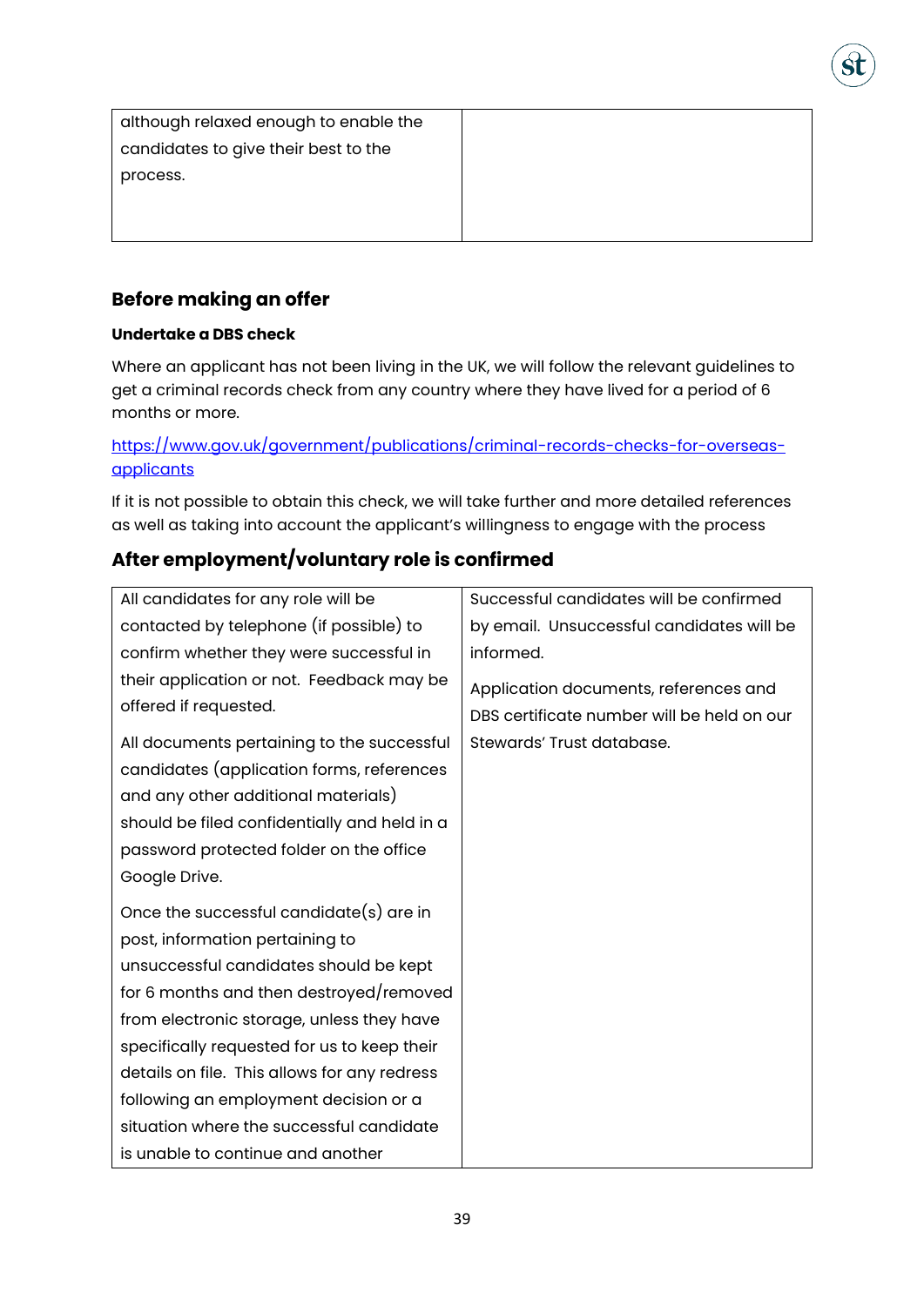| | |
|---|---|
| although relaxed enough to enable the candidates to give their best to the process. | |

## Before making an offer

**Undertake a DBS check**

Where an applicant has not been living in the UK, we will follow the relevant guidelines to get a criminal records check from any country where they have lived for a period of 6 months or more.

[https://www.gov.uk/government/publications/criminal-records-checks-for-overseas-applicants](https://www.gov.uk/government/publications/criminal-records-checks-for-overseas-applicants)

If it is not possible to obtain this check, we will take further and more detailed references as well as taking into account the applicant's willingness to engage with the process

## After employment/voluntary role is confirmed

| | |
|---|---|
| All candidates for any role will be contacted by telephone (if possible) to confirm whether they were successful in their application or not. Feedback may be offered if requested.<br><br>All documents pertaining to the successful candidates (application forms, references and any other additional materials) should be filed confidentially and held in a password protected folder on the office Google Drive.<br><br>Once the successful candidate(s) are in post, information pertaining to unsuccessful candidates should be kept for 6 months and then destroyed/removed from electronic storage, unless they have specifically requested for us to keep their details on file. This allows for any redress following an employment decision or a situation where the successful candidate is unable to continue and another | Successful candidates will be confirmed by email. Unsuccessful candidates will be informed.<br><br>Application documents, references and DBS certificate number will be held on our Stewards' Trust database. |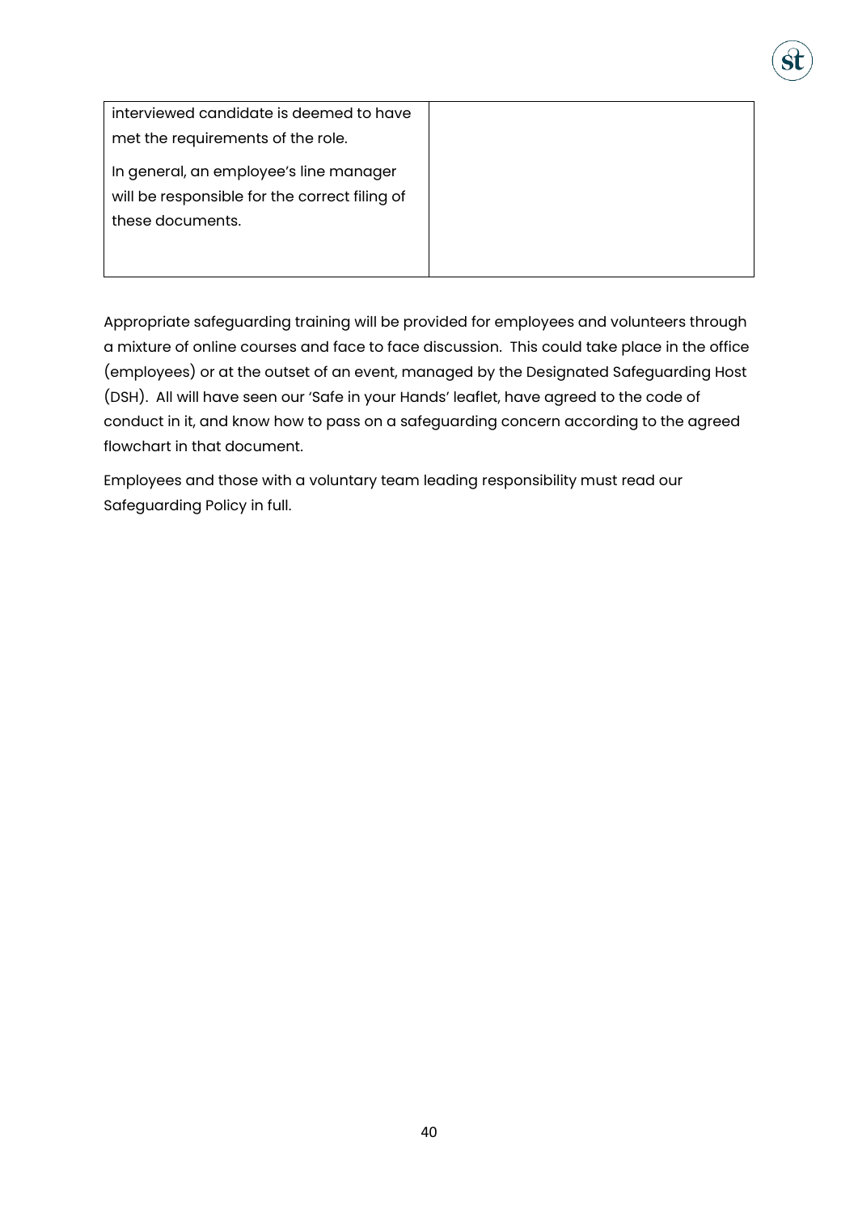| | |
|---|---|
| interviewed candidate is deemed to have met the requirements of the role.<br><br>In general, an employee's line manager will be responsible for the correct filing of these documents. | |

Appropriate safeguarding training will be provided for employees and volunteers through a mixture of online courses and face to face discussion. This could take place in the office (employees) or at the outset of an event, managed by the Designated Safeguarding Host (DSH). All will have seen our 'Safe in your Hands' leaflet, have agreed to the code of conduct in it, and know how to pass on a safeguarding concern according to the agreed flowchart in that document.

Employees and those with a voluntary team leading responsibility must read our Safeguarding Policy in full.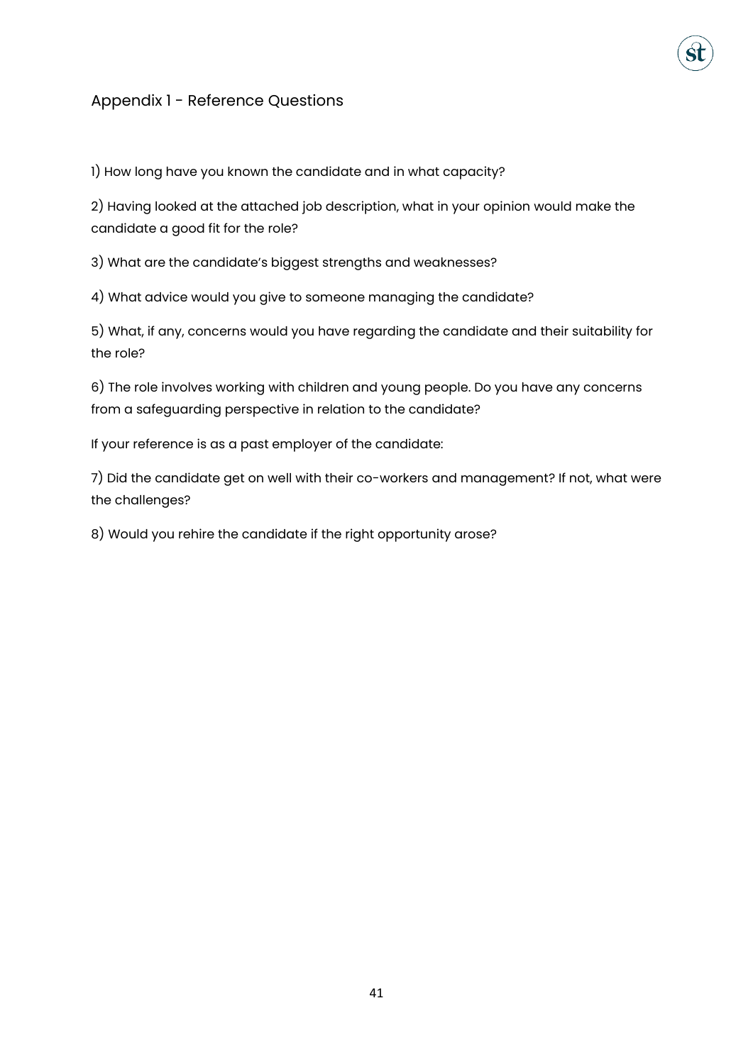## Appendix 1 - Reference Questions

1) How long have you known the candidate and in what capacity?

2) Having looked at the attached job description, what in your opinion would make the candidate a good fit for the role?

3) What are the candidate's biggest strengths and weaknesses?

4) What advice would you give to someone managing the candidate?

5) What, if any, concerns would you have regarding the candidate and their suitability for the role?

6) The role involves working with children and young people. Do you have any concerns from a safeguarding perspective in relation to the candidate?

If your reference is as a past employer of the candidate:

7) Did the candidate get on well with their co-workers and management? If not, what were the challenges?

8) Would you rehire the candidate if the right opportunity arose?